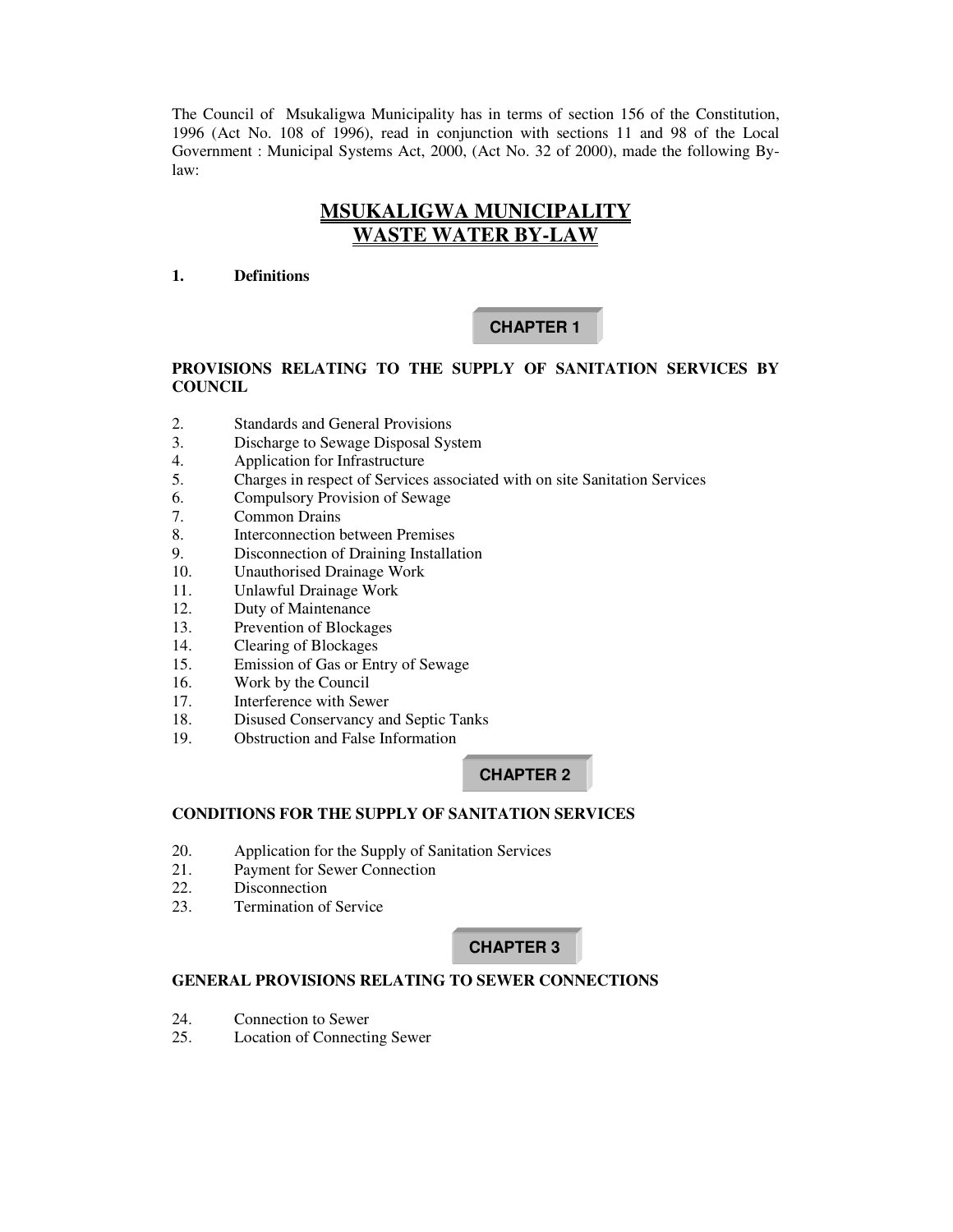The Council of Msukaligwa Municipality has in terms of section 156 of the Constitution, 1996 (Act No. 108 of 1996), read in conjunction with sections 11 and 98 of the Local Government : Municipal Systems Act, 2000, (Act No. 32 of 2000), made the following By-law:

# MSUKALIGWA MUNICIPALITY
# WASTE WATER BY-LAW

**1. Definitions**

## CHAPTER 1

**PROVISIONS RELATING TO THE SUPPLY OF SANITATION SERVICES BY COUNCIL**

2. Standards and General Provisions
3. Discharge to Sewage Disposal System
4. Application for Infrastructure
5. Charges in respect of Services associated with on site Sanitation Services
6. Compulsory Provision of Sewage
7. Common Drains
8. Interconnection between Premises
9. Disconnection of Draining Installation
10. Unauthorised Drainage Work
11. Unlawful Drainage Work
12. Duty of Maintenance
13. Prevention of Blockages
14. Clearing of Blockages
15. Emission of Gas or Entry of Sewage
16. Work by the Council
17. Interference with Sewer
18. Disused Conservancy and Septic Tanks
19. Obstruction and False Information

## CHAPTER 2

**CONDITIONS FOR THE SUPPLY OF SANITATION SERVICES**

20. Application for the Supply of Sanitation Services
21. Payment for Sewer Connection
22. Disconnection
23. Termination of Service

## CHAPTER 3

**GENERAL PROVISIONS RELATING TO SEWER CONNECTIONS**

24. Connection to Sewer
25. Location of Connecting Sewer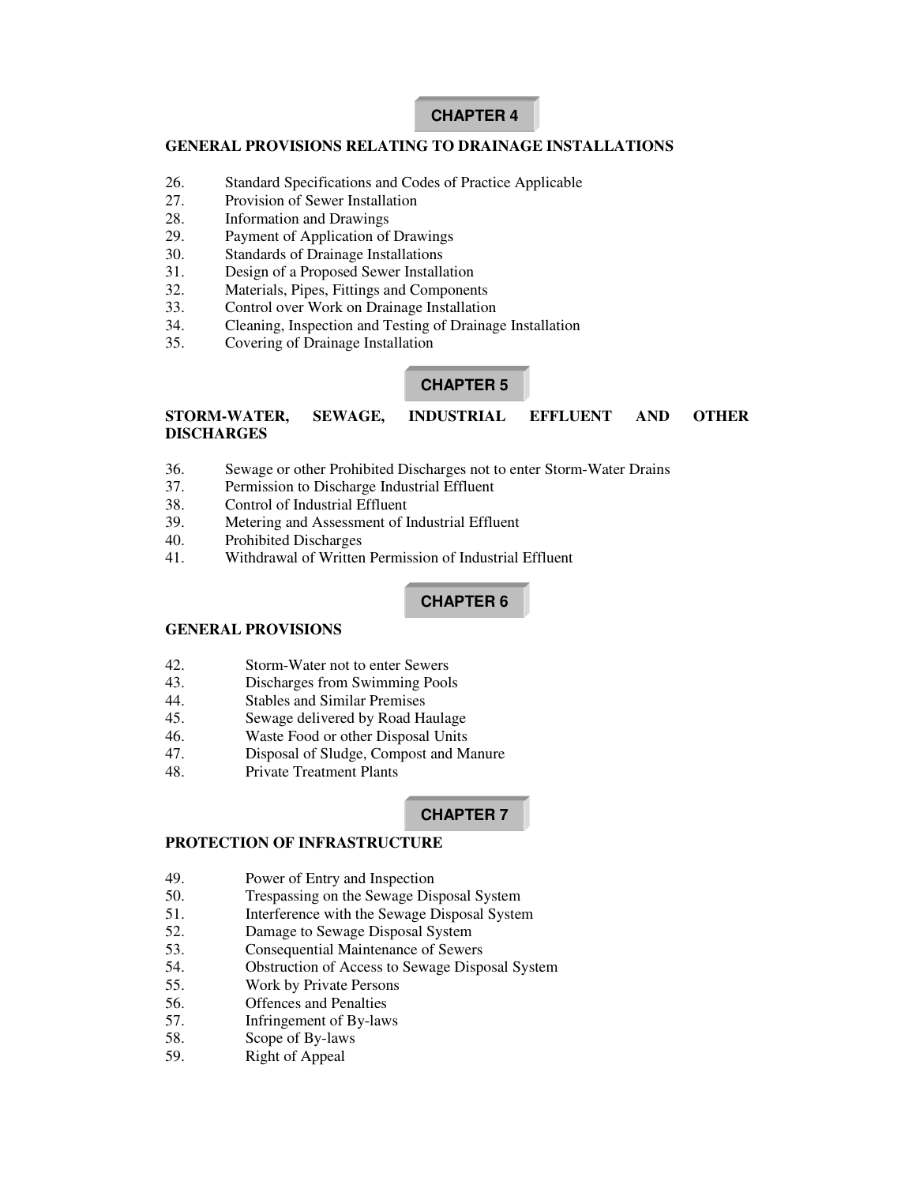## CHAPTER 4

### GENERAL PROVISIONS RELATING TO DRAINAGE INSTALLATIONS

26. Standard Specifications and Codes of Practice Applicable
27. Provision of Sewer Installation
28. Information and Drawings
29. Payment of Application of Drawings
30. Standards of Drainage Installations
31. Design of a Proposed Sewer Installation
32. Materials, Pipes, Fittings and Components
33. Control over Work on Drainage Installation
34. Cleaning, Inspection and Testing of Drainage Installation
35. Covering of Drainage Installation

## CHAPTER 5

### STORM-WATER, SEWAGE, INDUSTRIAL EFFLUENT AND OTHER DISCHARGES

36. Sewage or other Prohibited Discharges not to enter Storm-Water Drains
37. Permission to Discharge Industrial Effluent
38. Control of Industrial Effluent
39. Metering and Assessment of Industrial Effluent
40. Prohibited Discharges
41. Withdrawal of Written Permission of Industrial Effluent

## CHAPTER 6

### GENERAL PROVISIONS

42. Storm-Water not to enter Sewers
43. Discharges from Swimming Pools
44. Stables and Similar Premises
45. Sewage delivered by Road Haulage
46. Waste Food or other Disposal Units
47. Disposal of Sludge, Compost and Manure
48. Private Treatment Plants

## CHAPTER 7

### PROTECTION OF INFRASTRUCTURE

49. Power of Entry and Inspection
50. Trespassing on the Sewage Disposal System
51. Interference with the Sewage Disposal System
52. Damage to Sewage Disposal System
53. Consequential Maintenance of Sewers
54. Obstruction of Access to Sewage Disposal System
55. Work by Private Persons
56. Offences and Penalties
57. Infringement of By-laws
58. Scope of By-laws
59. Right of Appeal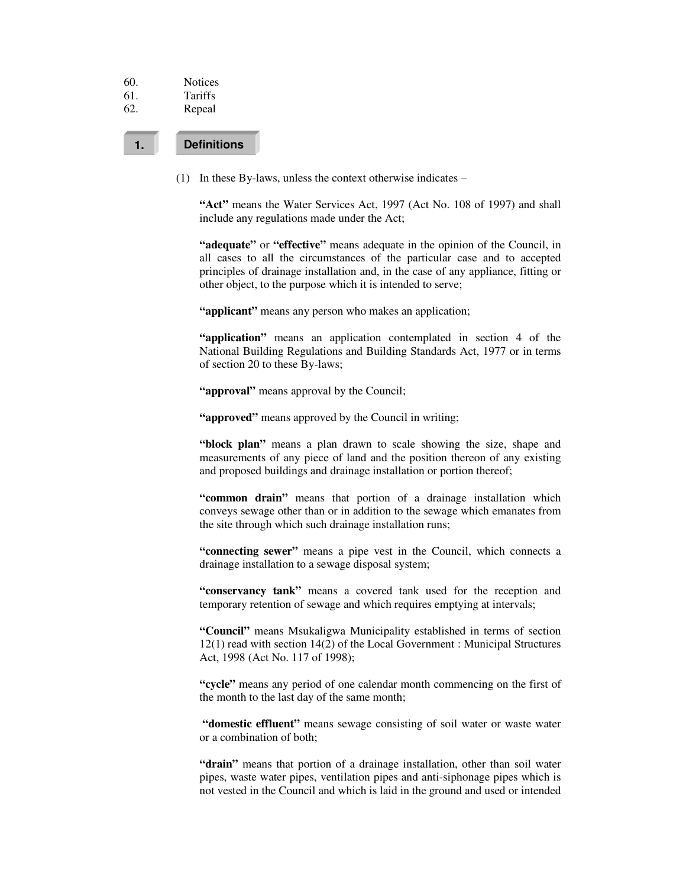60. Notices
61. Tariffs
62. Repeal

## 1. Definitions

(1) In these By-laws, unless the context otherwise indicates –

**"Act"** means the Water Services Act, 1997 (Act No. 108 of 1997) and shall include any regulations made under the Act;

**"adequate"** or **"effective"** means adequate in the opinion of the Council, in all cases to all the circumstances of the particular case and to accepted principles of drainage installation and, in the case of any appliance, fitting or other object, to the purpose which it is intended to serve;

**"applicant"** means any person who makes an application;

**"application"** means an application contemplated in section 4 of the National Building Regulations and Building Standards Act, 1977 or in terms of section 20 to these By-laws;

**"approval"** means approval by the Council;

**"approved"** means approved by the Council in writing;

**"block plan"** means a plan drawn to scale showing the size, shape and measurements of any piece of land and the position thereon of any existing and proposed buildings and drainage installation or portion thereof;

**"common drain"** means that portion of a drainage installation which conveys sewage other than or in addition to the sewage which emanates from the site through which such drainage installation runs;

**"connecting sewer"** means a pipe vest in the Council, which connects a drainage installation to a sewage disposal system;

**"conservancy tank"** means a covered tank used for the reception and temporary retention of sewage and which requires emptying at intervals;

**"Council"** means Msukaligwa Municipality established in terms of section 12(1) read with section 14(2) of the Local Government : Municipal Structures Act, 1998 (Act No. 117 of 1998);

**"cycle"** means any period of one calendar month commencing on the first of the month to the last day of the same month;

**"domestic effluent"** means sewage consisting of soil water or waste water or a combination of both;

**"drain"** means that portion of a drainage installation, other than soil water pipes, waste water pipes, ventilation pipes and anti-siphonage pipes which is not vested in the Council and which is laid in the ground and used or intended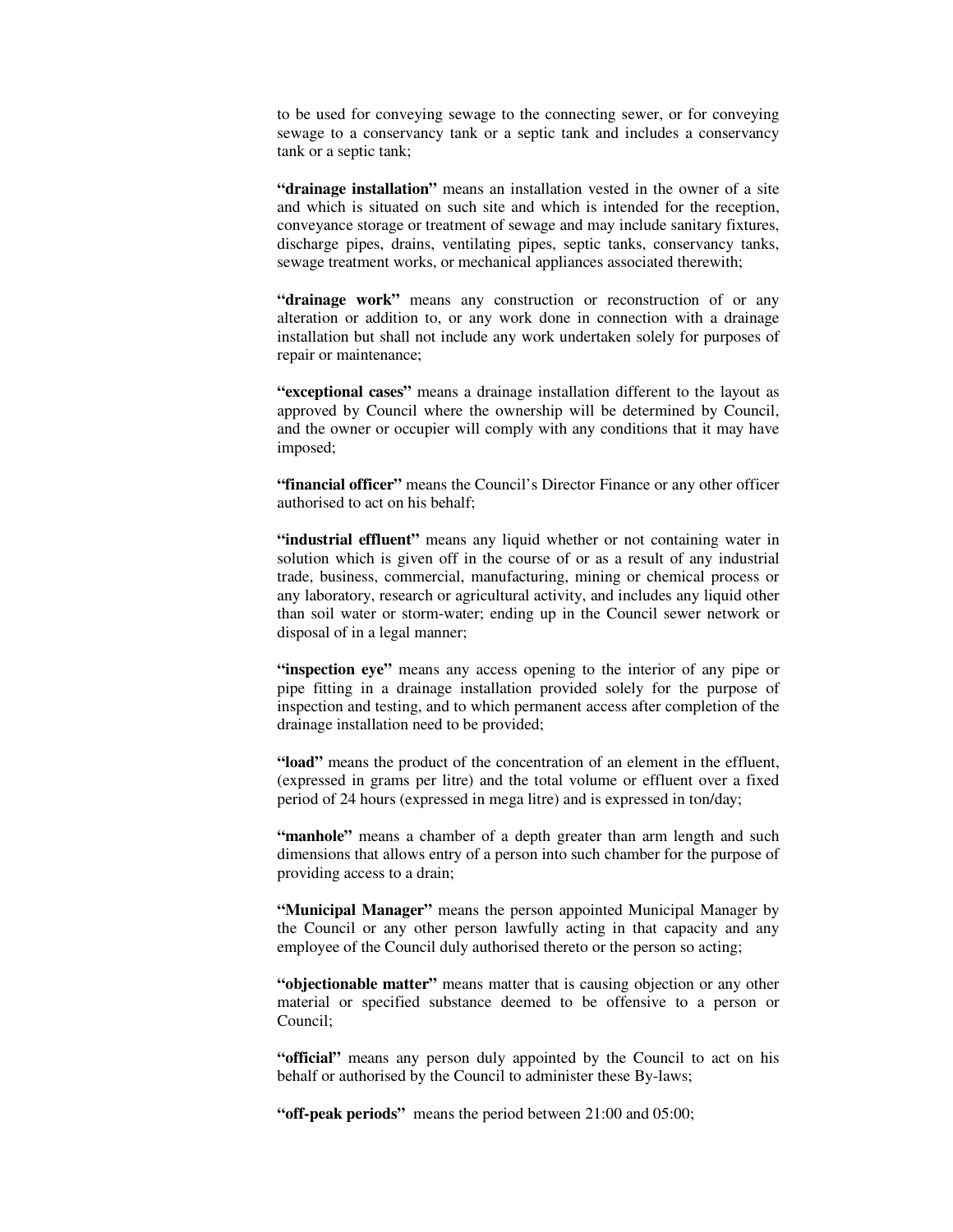to be used for conveying sewage to the connecting sewer, or for conveying sewage to a conservancy tank or a septic tank and includes a conservancy tank or a septic tank;

**"drainage installation"** means an installation vested in the owner of a site and which is situated on such site and which is intended for the reception, conveyance storage or treatment of sewage and may include sanitary fixtures, discharge pipes, drains, ventilating pipes, septic tanks, conservancy tanks, sewage treatment works, or mechanical appliances associated therewith;

**"drainage work"** means any construction or reconstruction of or any alteration or addition to, or any work done in connection with a drainage installation but shall not include any work undertaken solely for purposes of repair or maintenance;

**"exceptional cases"** means a drainage installation different to the layout as approved by Council where the ownership will be determined by Council, and the owner or occupier will comply with any conditions that it may have imposed;

**"financial officer"** means the Council's Director Finance or any other officer authorised to act on his behalf;

**"industrial effluent"** means any liquid whether or not containing water in solution which is given off in the course of or as a result of any industrial trade, business, commercial, manufacturing, mining or chemical process or any laboratory, research or agricultural activity, and includes any liquid other than soil water or storm-water; ending up in the Council sewer network or disposal of in a legal manner;

**"inspection eye"** means any access opening to the interior of any pipe or pipe fitting in a drainage installation provided solely for the purpose of inspection and testing, and to which permanent access after completion of the drainage installation need to be provided;

**"load"** means the product of the concentration of an element in the effluent, (expressed in grams per litre) and the total volume or effluent over a fixed period of 24 hours (expressed in mega litre) and is expressed in ton/day;

**"manhole"** means a chamber of a depth greater than arm length and such dimensions that allows entry of a person into such chamber for the purpose of providing access to a drain;

**"Municipal Manager"** means the person appointed Municipal Manager by the Council or any other person lawfully acting in that capacity and any employee of the Council duly authorised thereto or the person so acting;

**"objectionable matter"** means matter that is causing objection or any other material or specified substance deemed to be offensive to a person or Council;

**"official"** means any person duly appointed by the Council to act on his behalf or authorised by the Council to administer these By-laws;

**"off-peak periods"** means the period between 21:00 and 05:00;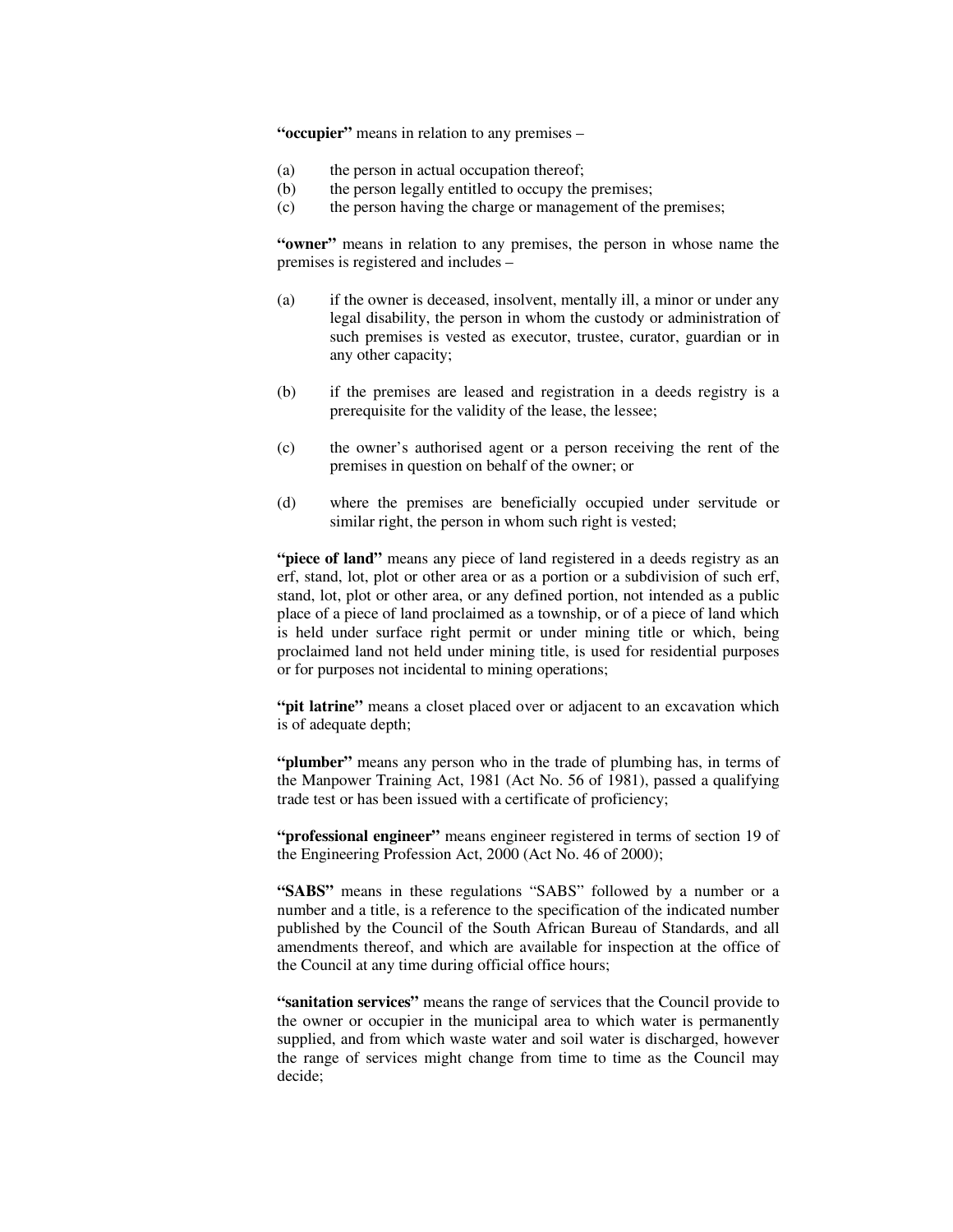**"occupier"** means in relation to any premises –

(a) the person in actual occupation thereof;
(b) the person legally entitled to occupy the premises;
(c) the person having the charge or management of the premises;

**"owner"** means in relation to any premises, the person in whose name the premises is registered and includes –

(a) if the owner is deceased, insolvent, mentally ill, a minor or under any legal disability, the person in whom the custody or administration of such premises is vested as executor, trustee, curator, guardian or in any other capacity;

(b) if the premises are leased and registration in a deeds registry is a prerequisite for the validity of the lease, the lessee;

(c) the owner's authorised agent or a person receiving the rent of the premises in question on behalf of the owner; or

(d) where the premises are beneficially occupied under servitude or similar right, the person in whom such right is vested;

**"piece of land"** means any piece of land registered in a deeds registry as an erf, stand, lot, plot or other area or as a portion or a subdivision of such erf, stand, lot, plot or other area, or any defined portion, not intended as a public place of a piece of land proclaimed as a township, or of a piece of land which is held under surface right permit or under mining title or which, being proclaimed land not held under mining title, is used for residential purposes or for purposes not incidental to mining operations;

**"pit latrine"** means a closet placed over or adjacent to an excavation which is of adequate depth;

**"plumber"** means any person who in the trade of plumbing has, in terms of the Manpower Training Act, 1981 (Act No. 56 of 1981), passed a qualifying trade test or has been issued with a certificate of proficiency;

**"professional engineer"** means engineer registered in terms of section 19 of the Engineering Profession Act, 2000 (Act No. 46 of 2000);

**"SABS"** means in these regulations "SABS" followed by a number or a number and a title, is a reference to the specification of the indicated number published by the Council of the South African Bureau of Standards, and all amendments thereof, and which are available for inspection at the office of the Council at any time during official office hours;

**"sanitation services"** means the range of services that the Council provide to the owner or occupier in the municipal area to which water is permanently supplied, and from which waste water and soil water is discharged, however the range of services might change from time to time as the Council may decide;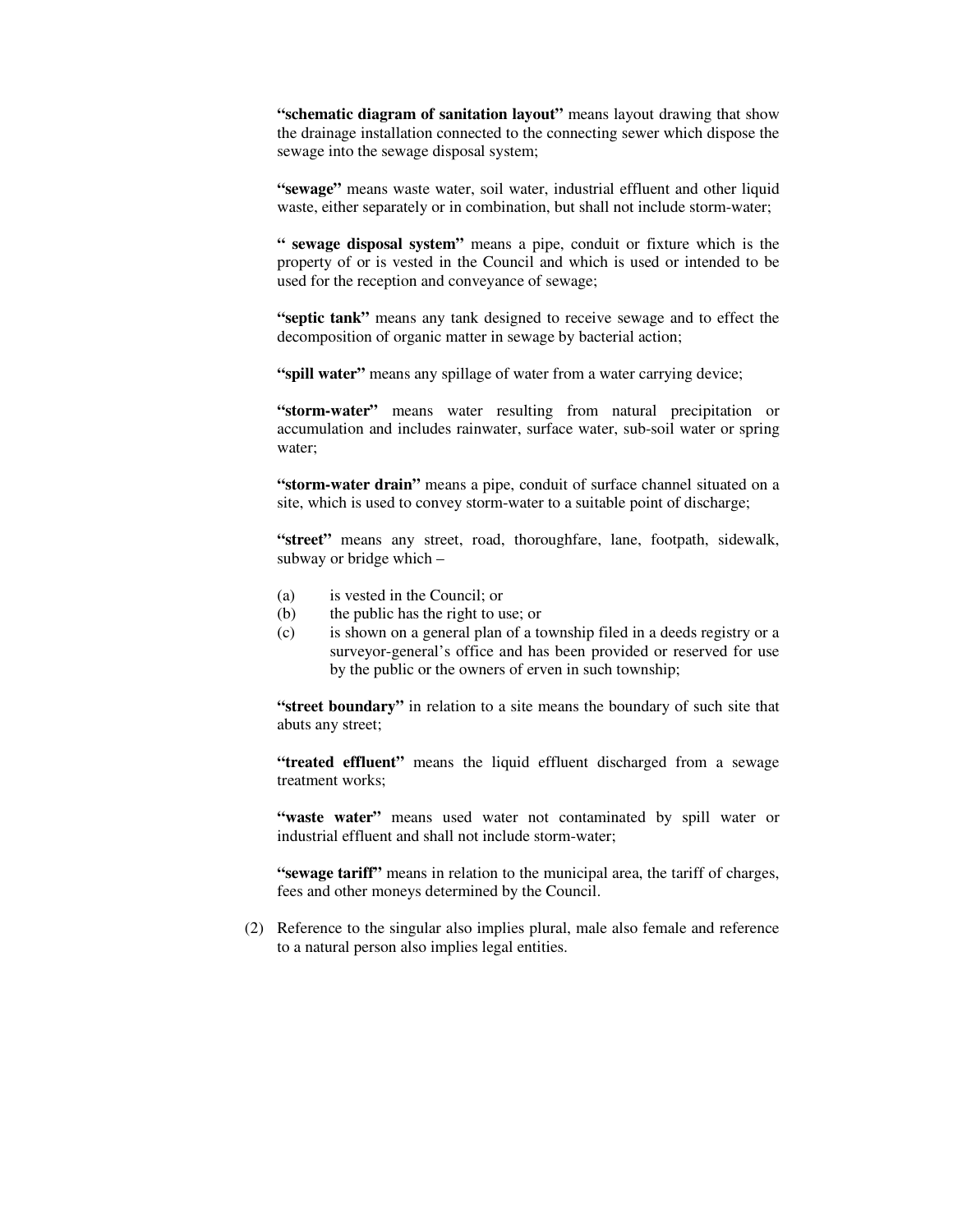**"schematic diagram of sanitation layout"** means layout drawing that show the drainage installation connected to the connecting sewer which dispose the sewage into the sewage disposal system;

**"sewage"** means waste water, soil water, industrial effluent and other liquid waste, either separately or in combination, but shall not include storm-water;

**" sewage disposal system"** means a pipe, conduit or fixture which is the property of or is vested in the Council and which is used or intended to be used for the reception and conveyance of sewage;

**"septic tank"** means any tank designed to receive sewage and to effect the decomposition of organic matter in sewage by bacterial action;

**"spill water"** means any spillage of water from a water carrying device;

**"storm-water"** means water resulting from natural precipitation or accumulation and includes rainwater, surface water, sub-soil water or spring water;

**"storm-water drain"** means a pipe, conduit of surface channel situated on a site, which is used to convey storm-water to a suitable point of discharge;

**"street"** means any street, road, thoroughfare, lane, footpath, sidewalk, subway or bridge which –

(a) is vested in the Council; or
(b) the public has the right to use; or
(c) is shown on a general plan of a township filed in a deeds registry or a surveyor-general's office and has been provided or reserved for use by the public or the owners of erven in such township;

**"street boundary"** in relation to a site means the boundary of such site that abuts any street;

**"treated effluent"** means the liquid effluent discharged from a sewage treatment works;

**"waste water"** means used water not contaminated by spill water or industrial effluent and shall not include storm-water;

**"sewage tariff"** means in relation to the municipal area, the tariff of charges, fees and other moneys determined by the Council.

(2) Reference to the singular also implies plural, male also female and reference to a natural person also implies legal entities.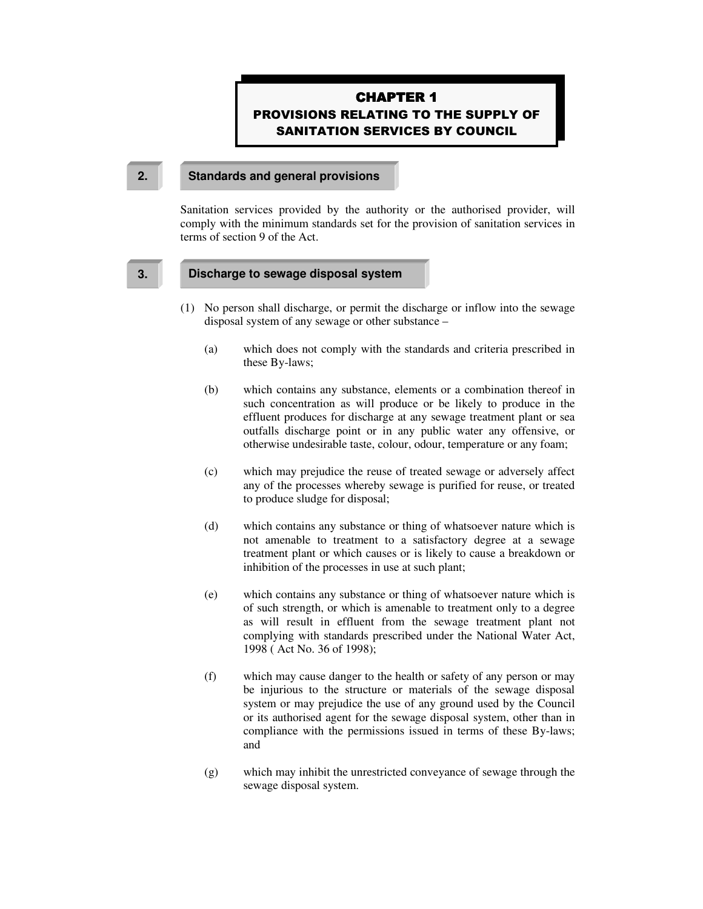# CHAPTER 1
## PROVISIONS RELATING TO THE SUPPLY OF SANITATION SERVICES BY COUNCIL

### 2. Standards and general provisions

Sanitation services provided by the authority or the authorised provider, will comply with the minimum standards set for the provision of sanitation services in terms of section 9 of the Act.

### 3. Discharge to sewage disposal system

(1) No person shall discharge, or permit the discharge or inflow into the sewage disposal system of any sewage or other substance –

(a) which does not comply with the standards and criteria prescribed in these By-laws;

(b) which contains any substance, elements or a combination thereof in such concentration as will produce or be likely to produce in the effluent produces for discharge at any sewage treatment plant or sea outfalls discharge point or in any public water any offensive, or otherwise undesirable taste, colour, odour, temperature or any foam;

(c) which may prejudice the reuse of treated sewage or adversely affect any of the processes whereby sewage is purified for reuse, or treated to produce sludge for disposal;

(d) which contains any substance or thing of whatsoever nature which is not amenable to treatment to a satisfactory degree at a sewage treatment plant or which causes or is likely to cause a breakdown or inhibition of the processes in use at such plant;

(e) which contains any substance or thing of whatsoever nature which is of such strength, or which is amenable to treatment only to a degree as will result in effluent from the sewage treatment plant not complying with standards prescribed under the National Water Act, 1998 ( Act No. 36 of 1998);

(f) which may cause danger to the health or safety of any person or may be injurious to the structure or materials of the sewage disposal system or may prejudice the use of any ground used by the Council or its authorised agent for the sewage disposal system, other than in compliance with the permissions issued in terms of these By-laws; and

(g) which may inhibit the unrestricted conveyance of sewage through the sewage disposal system.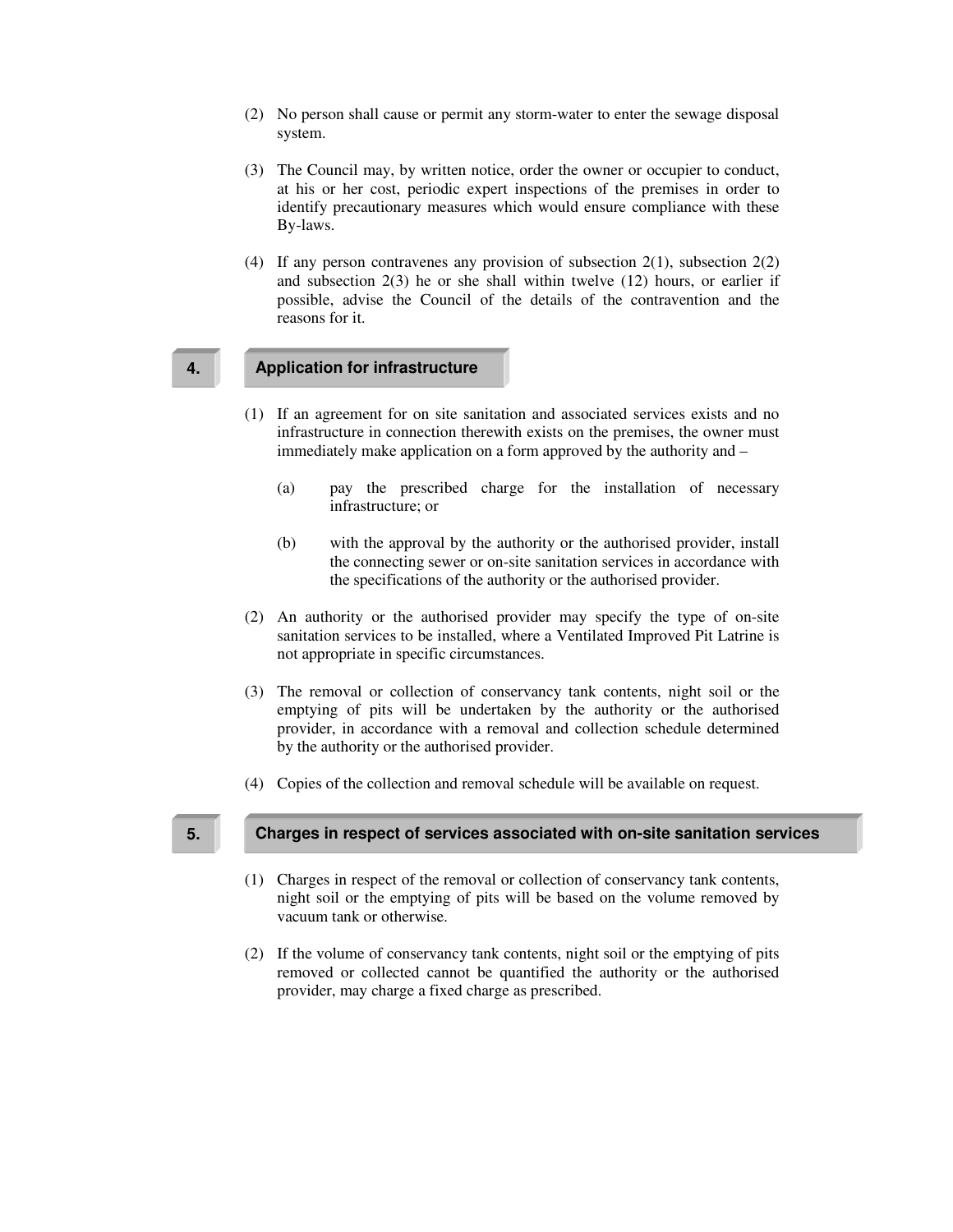(2) No person shall cause or permit any storm-water to enter the sewage disposal system.

(3) The Council may, by written notice, order the owner or occupier to conduct, at his or her cost, periodic expert inspections of the premises in order to identify precautionary measures which would ensure compliance with these By-laws.

(4) If any person contravenes any provision of subsection 2(1), subsection 2(2) and subsection 2(3) he or she shall within twelve (12) hours, or earlier if possible, advise the Council of the details of the contravention and the reasons for it.

## 4. Application for infrastructure

(1) If an agreement for on site sanitation and associated services exists and no infrastructure in connection therewith exists on the premises, the owner must immediately make application on a form approved by the authority and –

(a) pay the prescribed charge for the installation of necessary infrastructure; or

(b) with the approval by the authority or the authorised provider, install the connecting sewer or on-site sanitation services in accordance with the specifications of the authority or the authorised provider.

(2) An authority or the authorised provider may specify the type of on-site sanitation services to be installed, where a Ventilated Improved Pit Latrine is not appropriate in specific circumstances.

(3) The removal or collection of conservancy tank contents, night soil or the emptying of pits will be undertaken by the authority or the authorised provider, in accordance with a removal and collection schedule determined by the authority or the authorised provider.

(4) Copies of the collection and removal schedule will be available on request.

## 5. Charges in respect of services associated with on-site sanitation services

(1) Charges in respect of the removal or collection of conservancy tank contents, night soil or the emptying of pits will be based on the volume removed by vacuum tank or otherwise.

(2) If the volume of conservancy tank contents, night soil or the emptying of pits removed or collected cannot be quantified the authority or the authorised provider, may charge a fixed charge as prescribed.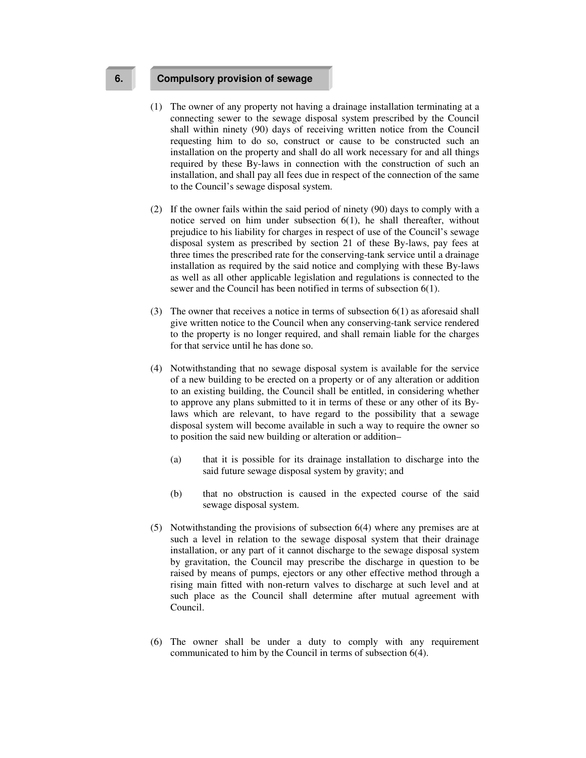## 6. Compulsory provision of sewage

(1) The owner of any property not having a drainage installation terminating at a connecting sewer to the sewage disposal system prescribed by the Council shall within ninety (90) days of receiving written notice from the Council requesting him to do so, construct or cause to be constructed such an installation on the property and shall do all work necessary for and all things required by these By-laws in connection with the construction of such an installation, and shall pay all fees due in respect of the connection of the same to the Council's sewage disposal system.

(2) If the owner fails within the said period of ninety (90) days to comply with a notice served on him under subsection 6(1), he shall thereafter, without prejudice to his liability for charges in respect of use of the Council's sewage disposal system as prescribed by section 21 of these By-laws, pay fees at three times the prescribed rate for the conserving-tank service until a drainage installation as required by the said notice and complying with these By-laws as well as all other applicable legislation and regulations is connected to the sewer and the Council has been notified in terms of subsection 6(1).

(3) The owner that receives a notice in terms of subsection 6(1) as aforesaid shall give written notice to the Council when any conserving-tank service rendered to the property is no longer required, and shall remain liable for the charges for that service until he has done so.

(4) Notwithstanding that no sewage disposal system is available for the service of a new building to be erected on a property or of any alteration or addition to an existing building, the Council shall be entitled, in considering whether to approve any plans submitted to it in terms of these or any other of its By-laws which are relevant, to have regard to the possibility that a sewage disposal system will become available in such a way to require the owner so to position the said new building or alteration or addition–

   (a) that it is possible for its drainage installation to discharge into the said future sewage disposal system by gravity; and

   (b) that no obstruction is caused in the expected course of the said sewage disposal system.

(5) Notwithstanding the provisions of subsection 6(4) where any premises are at such a level in relation to the sewage disposal system that their drainage installation, or any part of it cannot discharge to the sewage disposal system by gravitation, the Council may prescribe the discharge in question to be raised by means of pumps, ejectors or any other effective method through a rising main fitted with non-return valves to discharge at such level and at such place as the Council shall determine after mutual agreement with Council.

(6) The owner shall be under a duty to comply with any requirement communicated to him by the Council in terms of subsection 6(4).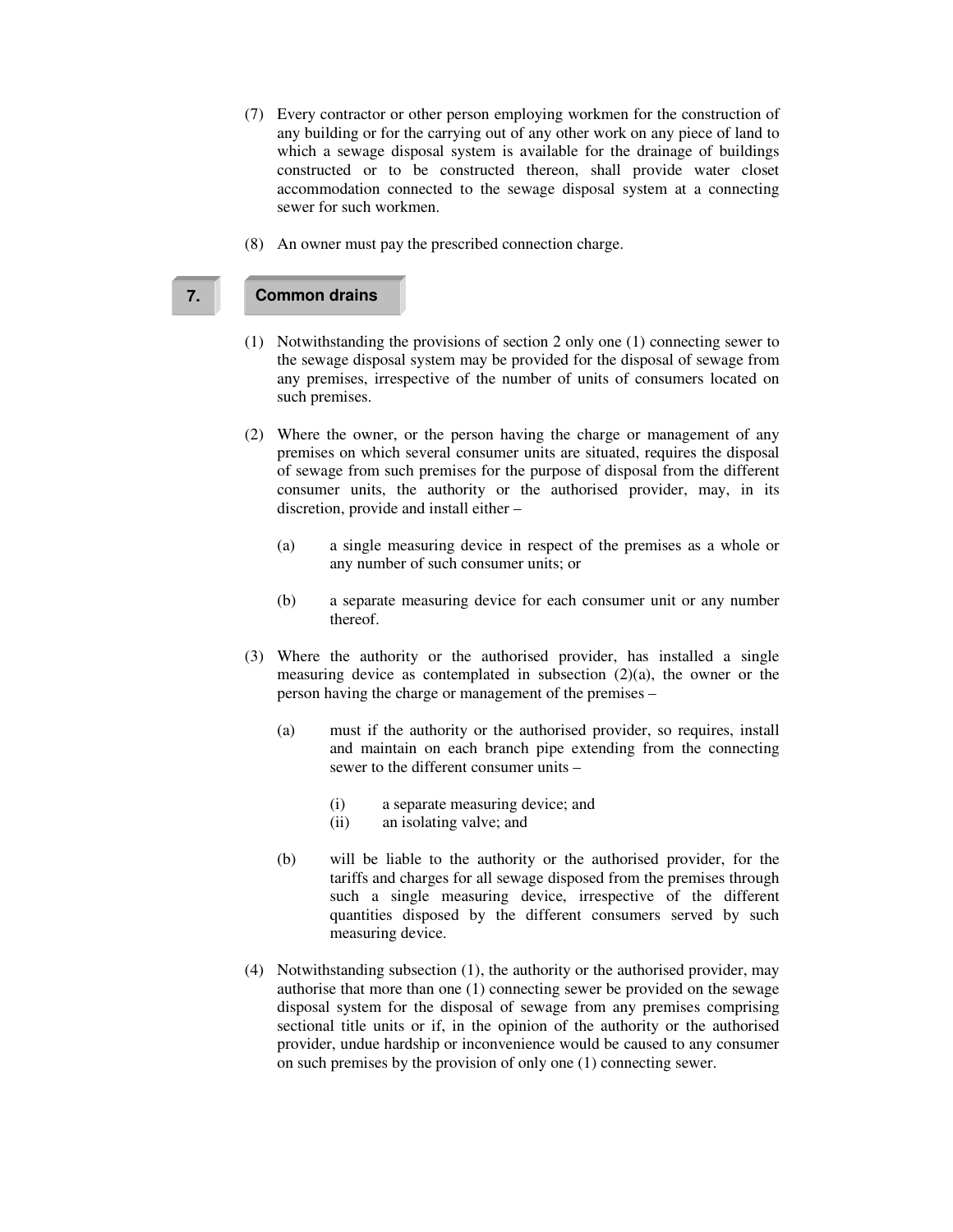(7) Every contractor or other person employing workmen for the construction of any building or for the carrying out of any other work on any piece of land to which a sewage disposal system is available for the drainage of buildings constructed or to be constructed thereon, shall provide water closet accommodation connected to the sewage disposal system at a connecting sewer for such workmen.

(8) An owner must pay the prescribed connection charge.

## 7. Common drains

(1) Notwithstanding the provisions of section 2 only one (1) connecting sewer to the sewage disposal system may be provided for the disposal of sewage from any premises, irrespective of the number of units of consumers located on such premises.

(2) Where the owner, or the person having the charge or management of any premises on which several consumer units are situated, requires the disposal of sewage from such premises for the purpose of disposal from the different consumer units, the authority or the authorised provider, may, in its discretion, provide and install either –

(a) a single measuring device in respect of the premises as a whole or any number of such consumer units; or

(b) a separate measuring device for each consumer unit or any number thereof.

(3) Where the authority or the authorised provider, has installed a single measuring device as contemplated in subsection (2)(a), the owner or the person having the charge or management of the premises –

(a) must if the authority or the authorised provider, so requires, install and maintain on each branch pipe extending from the connecting sewer to the different consumer units –

(i) a separate measuring device; and
(ii) an isolating valve; and

(b) will be liable to the authority or the authorised provider, for the tariffs and charges for all sewage disposed from the premises through such a single measuring device, irrespective of the different quantities disposed by the different consumers served by such measuring device.

(4) Notwithstanding subsection (1), the authority or the authorised provider, may authorise that more than one (1) connecting sewer be provided on the sewage disposal system for the disposal of sewage from any premises comprising sectional title units or if, in the opinion of the authority or the authorised provider, undue hardship or inconvenience would be caused to any consumer on such premises by the provision of only one (1) connecting sewer.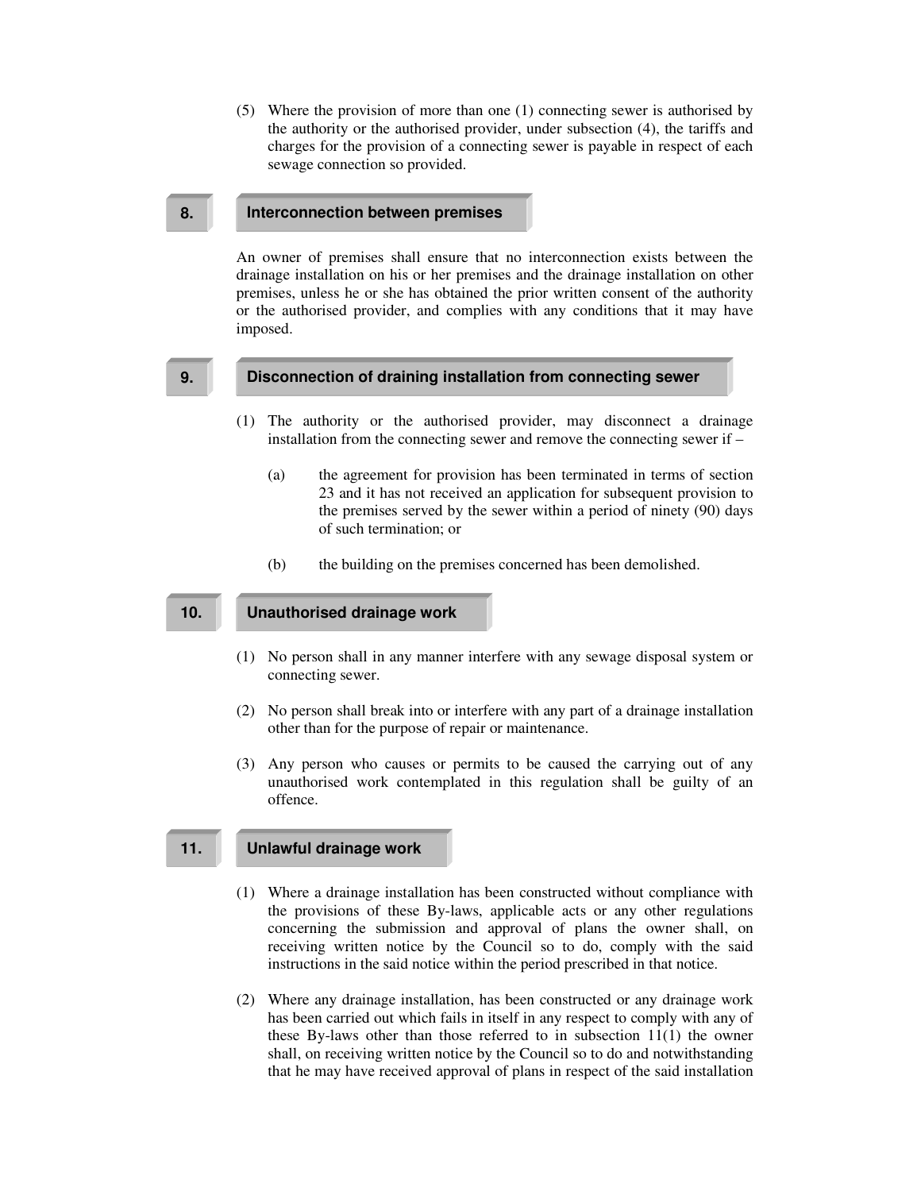(5) Where the provision of more than one (1) connecting sewer is authorised by the authority or the authorised provider, under subsection (4), the tariffs and charges for the provision of a connecting sewer is payable in respect of each sewage connection so provided.

## 8. Interconnection between premises

An owner of premises shall ensure that no interconnection exists between the drainage installation on his or her premises and the drainage installation on other premises, unless he or she has obtained the prior written consent of the authority or the authorised provider, and complies with any conditions that it may have imposed.

## 9. Disconnection of draining installation from connecting sewer

(1) The authority or the authorised provider, may disconnect a drainage installation from the connecting sewer and remove the connecting sewer if –

(a) the agreement for provision has been terminated in terms of section 23 and it has not received an application for subsequent provision to the premises served by the sewer within a period of ninety (90) days of such termination; or

(b) the building on the premises concerned has been demolished.

## 10. Unauthorised drainage work

(1) No person shall in any manner interfere with any sewage disposal system or connecting sewer.

(2) No person shall break into or interfere with any part of a drainage installation other than for the purpose of repair or maintenance.

(3) Any person who causes or permits to be caused the carrying out of any unauthorised work contemplated in this regulation shall be guilty of an offence.

## 11. Unlawful drainage work

(1) Where a drainage installation has been constructed without compliance with the provisions of these By-laws, applicable acts or any other regulations concerning the submission and approval of plans the owner shall, on receiving written notice by the Council so to do, comply with the said instructions in the said notice within the period prescribed in that notice.

(2) Where any drainage installation, has been constructed or any drainage work has been carried out which fails in itself in any respect to comply with any of these By-laws other than those referred to in subsection 11(1) the owner shall, on receiving written notice by the Council so to do and notwithstanding that he may have received approval of plans in respect of the said installation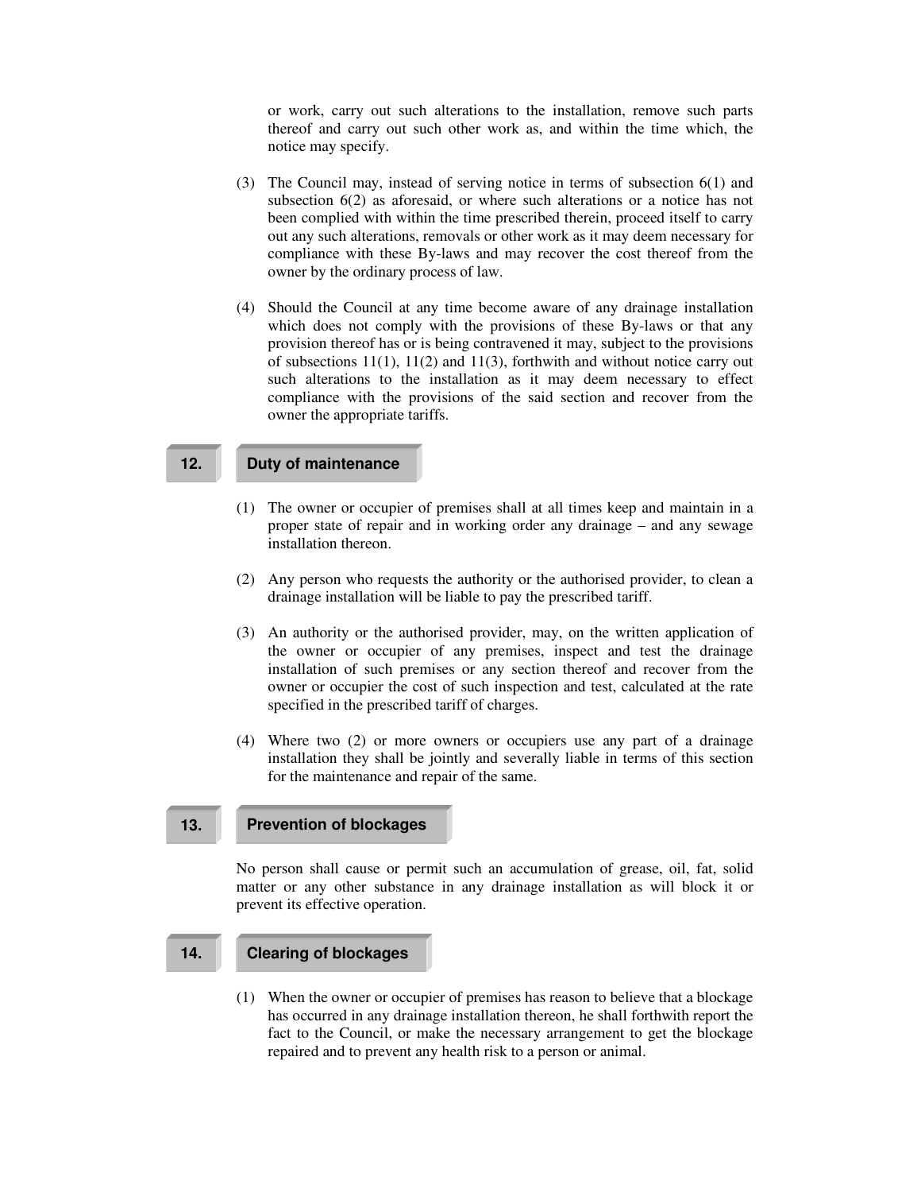or work, carry out such alterations to the installation, remove such parts thereof and carry out such other work as, and within the time which, the notice may specify.

(3) The Council may, instead of serving notice in terms of subsection 6(1) and subsection 6(2) as aforesaid, or where such alterations or a notice has not been complied with within the time prescribed therein, proceed itself to carry out any such alterations, removals or other work as it may deem necessary for compliance with these By-laws and may recover the cost thereof from the owner by the ordinary process of law.

(4) Should the Council at any time become aware of any drainage installation which does not comply with the provisions of these By-laws or that any provision thereof has or is being contravened it may, subject to the provisions of subsections 11(1), 11(2) and 11(3), forthwith and without notice carry out such alterations to the installation as it may deem necessary to effect compliance with the provisions of the said section and recover from the owner the appropriate tariffs.

## 12. Duty of maintenance

(1) The owner or occupier of premises shall at all times keep and maintain in a proper state of repair and in working order any drainage – and any sewage installation thereon.

(2) Any person who requests the authority or the authorised provider, to clean a drainage installation will be liable to pay the prescribed tariff.

(3) An authority or the authorised provider, may, on the written application of the owner or occupier of any premises, inspect and test the drainage installation of such premises or any section thereof and recover from the owner or occupier the cost of such inspection and test, calculated at the rate specified in the prescribed tariff of charges.

(4) Where two (2) or more owners or occupiers use any part of a drainage installation they shall be jointly and severally liable in terms of this section for the maintenance and repair of the same.

## 13. Prevention of blockages

No person shall cause or permit such an accumulation of grease, oil, fat, solid matter or any other substance in any drainage installation as will block it or prevent its effective operation.

## 14. Clearing of blockages

(1) When the owner or occupier of premises has reason to believe that a blockage has occurred in any drainage installation thereon, he shall forthwith report the fact to the Council, or make the necessary arrangement to get the blockage repaired and to prevent any health risk to a person or animal.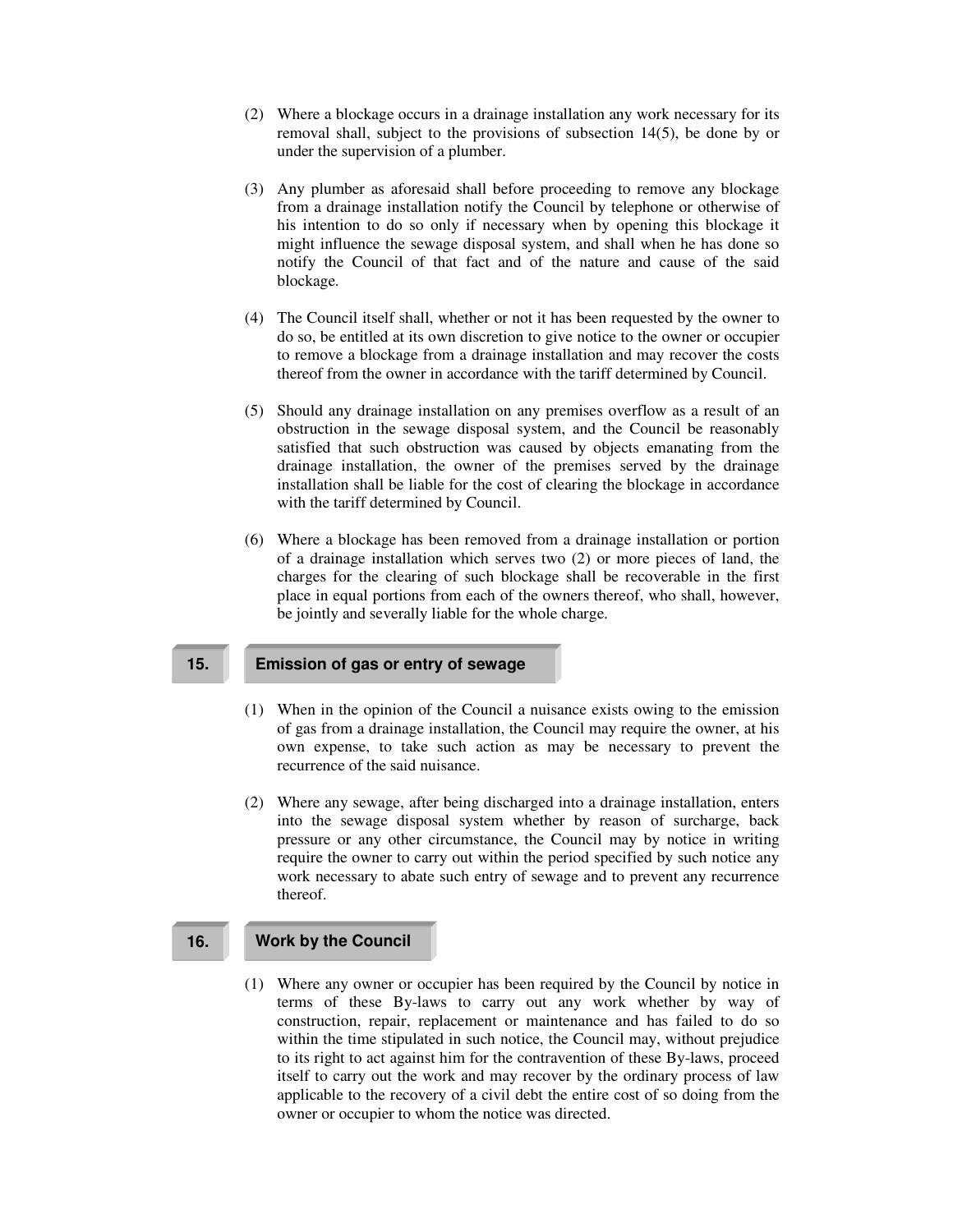(2) Where a blockage occurs in a drainage installation any work necessary for its removal shall, subject to the provisions of subsection 14(5), be done by or under the supervision of a plumber.

(3) Any plumber as aforesaid shall before proceeding to remove any blockage from a drainage installation notify the Council by telephone or otherwise of his intention to do so only if necessary when by opening this blockage it might influence the sewage disposal system, and shall when he has done so notify the Council of that fact and of the nature and cause of the said blockage.

(4) The Council itself shall, whether or not it has been requested by the owner to do so, be entitled at its own discretion to give notice to the owner or occupier to remove a blockage from a drainage installation and may recover the costs thereof from the owner in accordance with the tariff determined by Council.

(5) Should any drainage installation on any premises overflow as a result of an obstruction in the sewage disposal system, and the Council be reasonably satisfied that such obstruction was caused by objects emanating from the drainage installation, the owner of the premises served by the drainage installation shall be liable for the cost of clearing the blockage in accordance with the tariff determined by Council.

(6) Where a blockage has been removed from a drainage installation or portion of a drainage installation which serves two (2) or more pieces of land, the charges for the clearing of such blockage shall be recoverable in the first place in equal portions from each of the owners thereof, who shall, however, be jointly and severally liable for the whole charge.

## 15. Emission of gas or entry of sewage

(1) When in the opinion of the Council a nuisance exists owing to the emission of gas from a drainage installation, the Council may require the owner, at his own expense, to take such action as may be necessary to prevent the recurrence of the said nuisance.

(2) Where any sewage, after being discharged into a drainage installation, enters into the sewage disposal system whether by reason of surcharge, back pressure or any other circumstance, the Council may by notice in writing require the owner to carry out within the period specified by such notice any work necessary to abate such entry of sewage and to prevent any recurrence thereof.

## 16. Work by the Council

(1) Where any owner or occupier has been required by the Council by notice in terms of these By-laws to carry out any work whether by way of construction, repair, replacement or maintenance and has failed to do so within the time stipulated in such notice, the Council may, without prejudice to its right to act against him for the contravention of these By-laws, proceed itself to carry out the work and may recover by the ordinary process of law applicable to the recovery of a civil debt the entire cost of so doing from the owner or occupier to whom the notice was directed.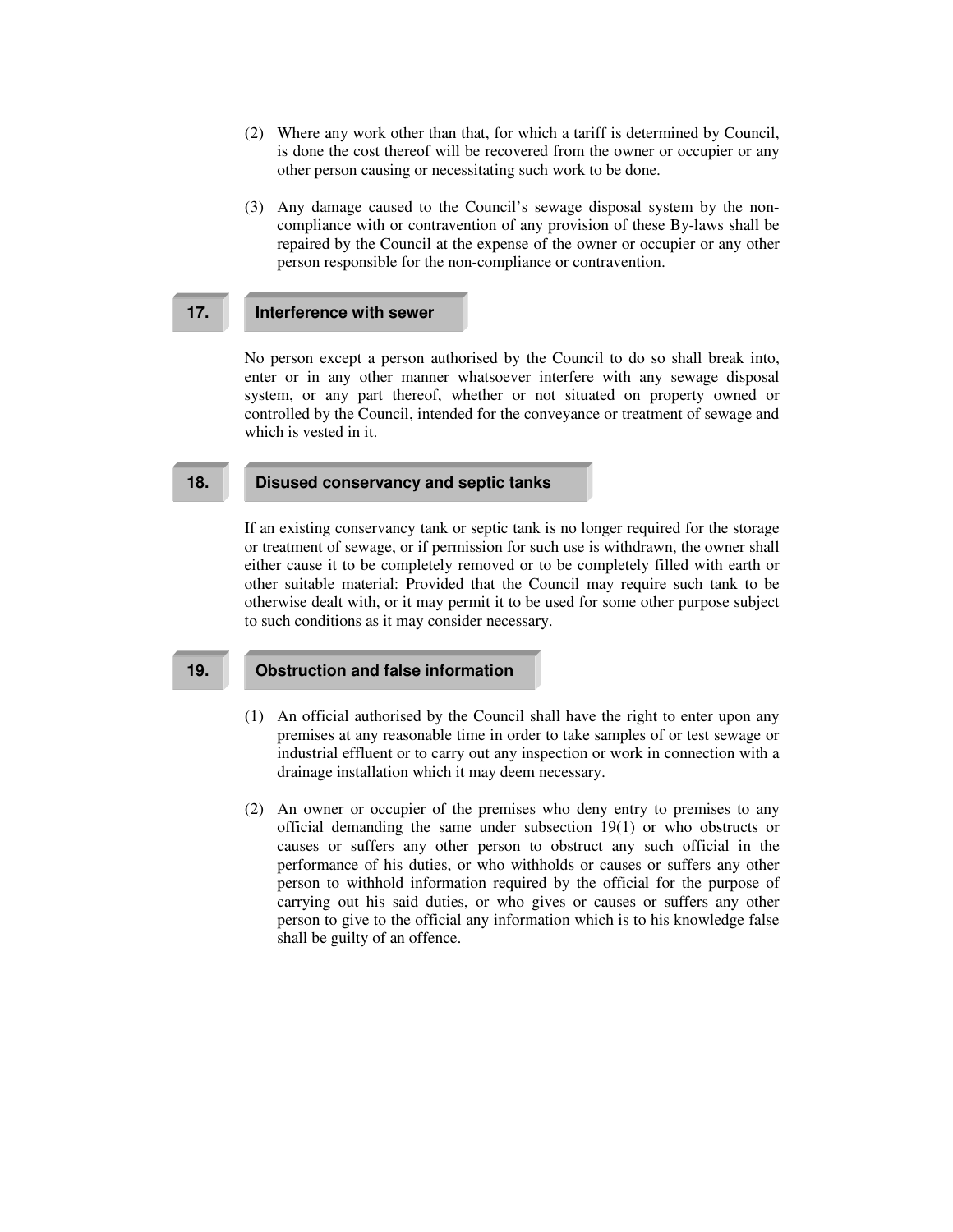(2) Where any work other than that, for which a tariff is determined by Council, is done the cost thereof will be recovered from the owner or occupier or any other person causing or necessitating such work to be done.

(3) Any damage caused to the Council's sewage disposal system by the non-compliance with or contravention of any provision of these By-laws shall be repaired by the Council at the expense of the owner or occupier or any other person responsible for the non-compliance or contravention.

## 17. Interference with sewer

No person except a person authorised by the Council to do so shall break into, enter or in any other manner whatsoever interfere with any sewage disposal system, or any part thereof, whether or not situated on property owned or controlled by the Council, intended for the conveyance or treatment of sewage and which is vested in it.

## 18. Disused conservancy and septic tanks

If an existing conservancy tank or septic tank is no longer required for the storage or treatment of sewage, or if permission for such use is withdrawn, the owner shall either cause it to be completely removed or to be completely filled with earth or other suitable material: Provided that the Council may require such tank to be otherwise dealt with, or it may permit it to be used for some other purpose subject to such conditions as it may consider necessary.

## 19. Obstruction and false information

(1) An official authorised by the Council shall have the right to enter upon any premises at any reasonable time in order to take samples of or test sewage or industrial effluent or to carry out any inspection or work in connection with a drainage installation which it may deem necessary.

(2) An owner or occupier of the premises who deny entry to premises to any official demanding the same under subsection 19(1) or who obstructs or causes or suffers any other person to obstruct any such official in the performance of his duties, or who withholds or causes or suffers any other person to withhold information required by the official for the purpose of carrying out his said duties, or who gives or causes or suffers any other person to give to the official any information which is to his knowledge false shall be guilty of an offence.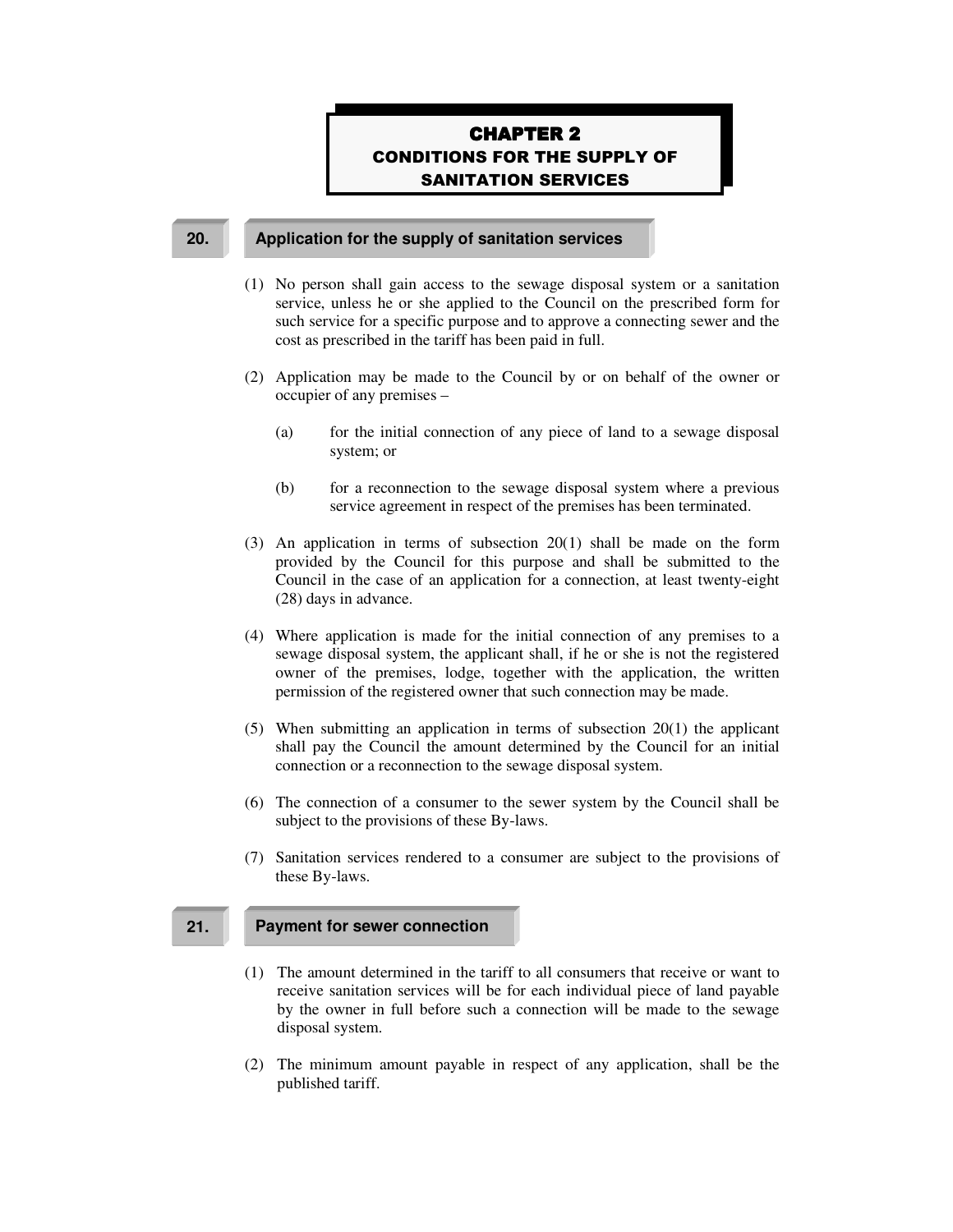# CHAPTER 2
## CONDITIONS FOR THE SUPPLY OF SANITATION SERVICES

### 20. Application for the supply of sanitation services

(1) No person shall gain access to the sewage disposal system or a sanitation service, unless he or she applied to the Council on the prescribed form for such service for a specific purpose and to approve a connecting sewer and the cost as prescribed in the tariff has been paid in full.

(2) Application may be made to the Council by or on behalf of the owner or occupier of any premises –

- (a) for the initial connection of any piece of land to a sewage disposal system; or
- (b) for a reconnection to the sewage disposal system where a previous service agreement in respect of the premises has been terminated.

(3) An application in terms of subsection 20(1) shall be made on the form provided by the Council for this purpose and shall be submitted to the Council in the case of an application for a connection, at least twenty-eight (28) days in advance.

(4) Where application is made for the initial connection of any premises to a sewage disposal system, the applicant shall, if he or she is not the registered owner of the premises, lodge, together with the application, the written permission of the registered owner that such connection may be made.

(5) When submitting an application in terms of subsection 20(1) the applicant shall pay the Council the amount determined by the Council for an initial connection or a reconnection to the sewage disposal system.

(6) The connection of a consumer to the sewer system by the Council shall be subject to the provisions of these By-laws.

(7) Sanitation services rendered to a consumer are subject to the provisions of these By-laws.

### 21. Payment for sewer connection

(1) The amount determined in the tariff to all consumers that receive or want to receive sanitation services will be for each individual piece of land payable by the owner in full before such a connection will be made to the sewage disposal system.

(2) The minimum amount payable in respect of any application, shall be the published tariff.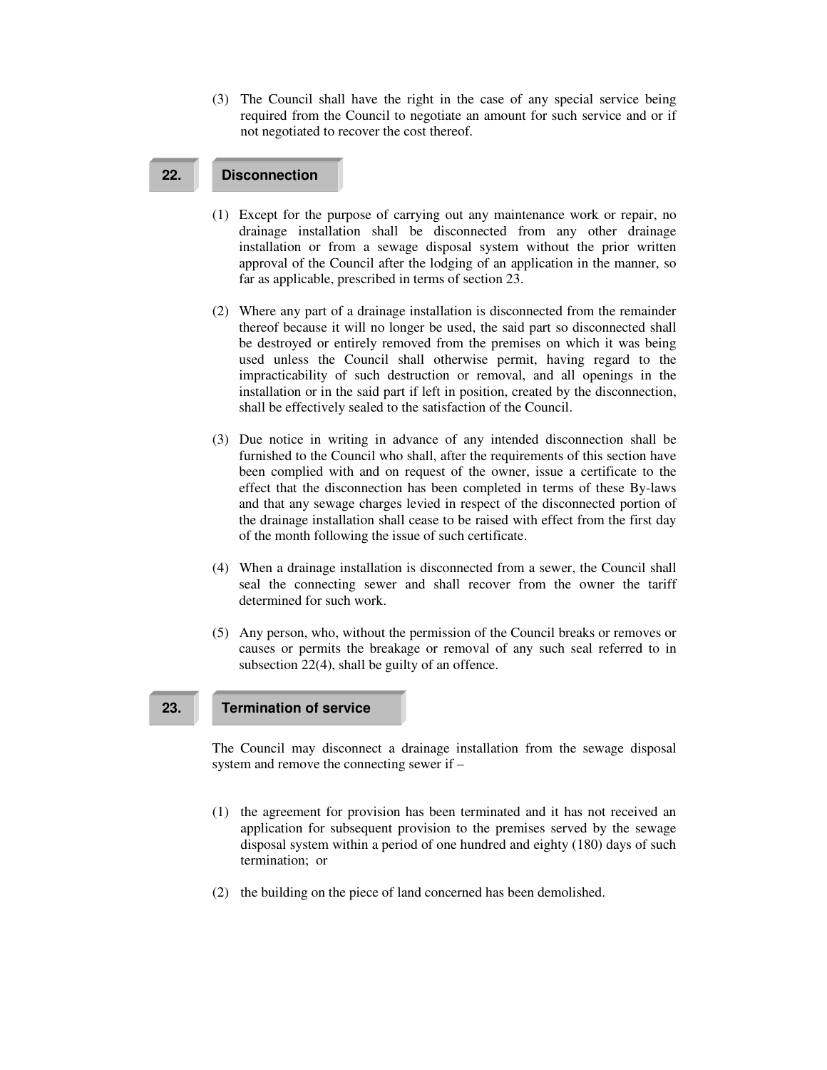(3) The Council shall have the right in the case of any special service being required from the Council to negotiate an amount for such service and or if not negotiated to recover the cost thereof.

## 22. Disconnection

(1) Except for the purpose of carrying out any maintenance work or repair, no drainage installation shall be disconnected from any other drainage installation or from a sewage disposal system without the prior written approval of the Council after the lodging of an application in the manner, so far as applicable, prescribed in terms of section 23.

(2) Where any part of a drainage installation is disconnected from the remainder thereof because it will no longer be used, the said part so disconnected shall be destroyed or entirely removed from the premises on which it was being used unless the Council shall otherwise permit, having regard to the impracticability of such destruction or removal, and all openings in the installation or in the said part if left in position, created by the disconnection, shall be effectively sealed to the satisfaction of the Council.

(3) Due notice in writing in advance of any intended disconnection shall be furnished to the Council who shall, after the requirements of this section have been complied with and on request of the owner, issue a certificate to the effect that the disconnection has been completed in terms of these By-laws and that any sewage charges levied in respect of the disconnected portion of the drainage installation shall cease to be raised with effect from the first day of the month following the issue of such certificate.

(4) When a drainage installation is disconnected from a sewer, the Council shall seal the connecting sewer and shall recover from the owner the tariff determined for such work.

(5) Any person, who, without the permission of the Council breaks or removes or causes or permits the breakage or removal of any such seal referred to in subsection 22(4), shall be guilty of an offence.

## 23. Termination of service

The Council may disconnect a drainage installation from the sewage disposal system and remove the connecting sewer if –

(1) the agreement for provision has been terminated and it has not received an application for subsequent provision to the premises served by the sewage disposal system within a period of one hundred and eighty (180) days of such termination; or

(2) the building on the piece of land concerned has been demolished.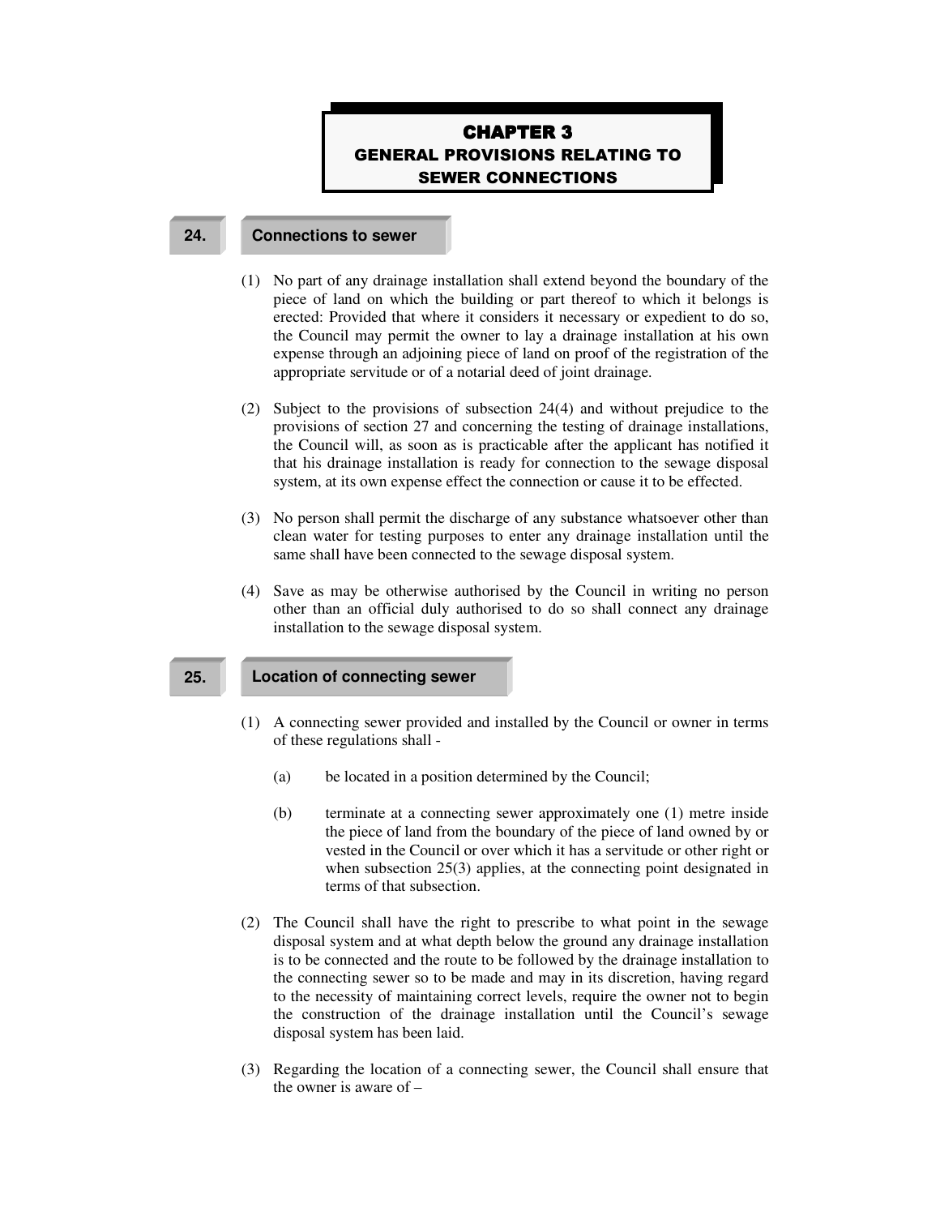# CHAPTER 3
## GENERAL PROVISIONS RELATING TO SEWER CONNECTIONS

### 24. Connections to sewer

(1) No part of any drainage installation shall extend beyond the boundary of the piece of land on which the building or part thereof to which it belongs is erected: Provided that where it considers it necessary or expedient to do so, the Council may permit the owner to lay a drainage installation at his own expense through an adjoining piece of land on proof of the registration of the appropriate servitude or of a notarial deed of joint drainage.

(2) Subject to the provisions of subsection 24(4) and without prejudice to the provisions of section 27 and concerning the testing of drainage installations, the Council will, as soon as is practicable after the applicant has notified it that his drainage installation is ready for connection to the sewage disposal system, at its own expense effect the connection or cause it to be effected.

(3) No person shall permit the discharge of any substance whatsoever other than clean water for testing purposes to enter any drainage installation until the same shall have been connected to the sewage disposal system.

(4) Save as may be otherwise authorised by the Council in writing no person other than an official duly authorised to do so shall connect any drainage installation to the sewage disposal system.

### 25. Location of connecting sewer

(1) A connecting sewer provided and installed by the Council or owner in terms of these regulations shall -

(a) be located in a position determined by the Council;

(b) terminate at a connecting sewer approximately one (1) metre inside the piece of land from the boundary of the piece of land owned by or vested in the Council or over which it has a servitude or other right or when subsection 25(3) applies, at the connecting point designated in terms of that subsection.

(2) The Council shall have the right to prescribe to what point in the sewage disposal system and at what depth below the ground any drainage installation is to be connected and the route to be followed by the drainage installation to the connecting sewer so to be made and may in its discretion, having regard to the necessity of maintaining correct levels, require the owner not to begin the construction of the drainage installation until the Council's sewage disposal system has been laid.

(3) Regarding the location of a connecting sewer, the Council shall ensure that the owner is aware of –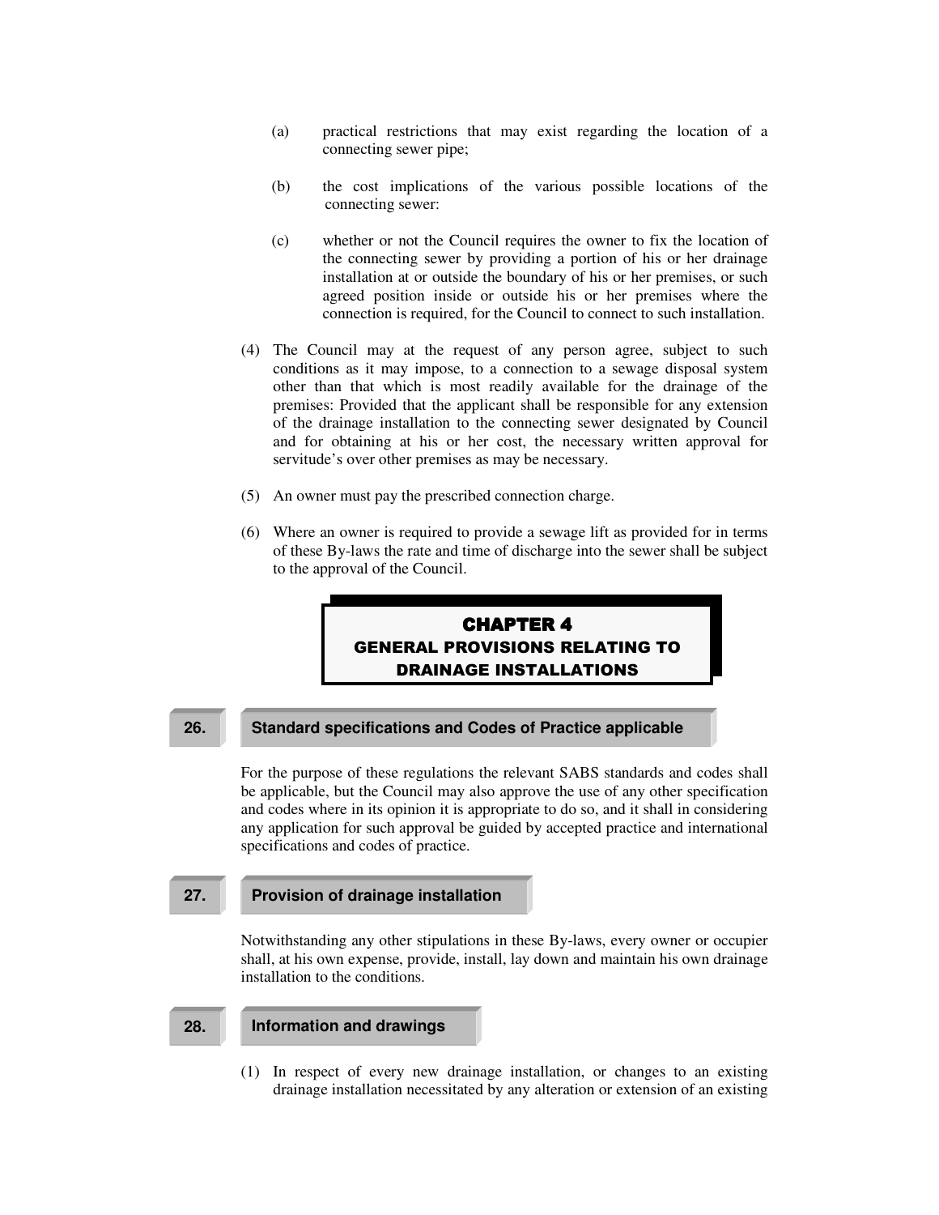(a) practical restrictions that may exist regarding the location of a connecting sewer pipe;

(b) the cost implications of the various possible locations of the connecting sewer:

(c) whether or not the Council requires the owner to fix the location of the connecting sewer by providing a portion of his or her drainage installation at or outside the boundary of his or her premises, or such agreed position inside or outside his or her premises where the connection is required, for the Council to connect to such installation.

(4) The Council may at the request of any person agree, subject to such conditions as it may impose, to a connection to a sewage disposal system other than that which is most readily available for the drainage of the premises: Provided that the applicant shall be responsible for any extension of the drainage installation to the connecting sewer designated by Council and for obtaining at his or her cost, the necessary written approval for servitude's over other premises as may be necessary.

(5) An owner must pay the prescribed connection charge.

(6) Where an owner is required to provide a sewage lift as provided for in terms of these By-laws the rate and time of discharge into the sewer shall be subject to the approval of the Council.

# CHAPTER 4
## GENERAL PROVISIONS RELATING TO DRAINAGE INSTALLATIONS

### 26. Standard specifications and Codes of Practice applicable

For the purpose of these regulations the relevant SABS standards and codes shall be applicable, but the Council may also approve the use of any other specification and codes where in its opinion it is appropriate to do so, and it shall in considering any application for such approval be guided by accepted practice and international specifications and codes of practice.

### 27. Provision of drainage installation

Notwithstanding any other stipulations in these By-laws, every owner or occupier shall, at his own expense, provide, install, lay down and maintain his own drainage installation to the conditions.

### 28. Information and drawings

(1) In respect of every new drainage installation, or changes to an existing drainage installation necessitated by any alteration or extension of an existing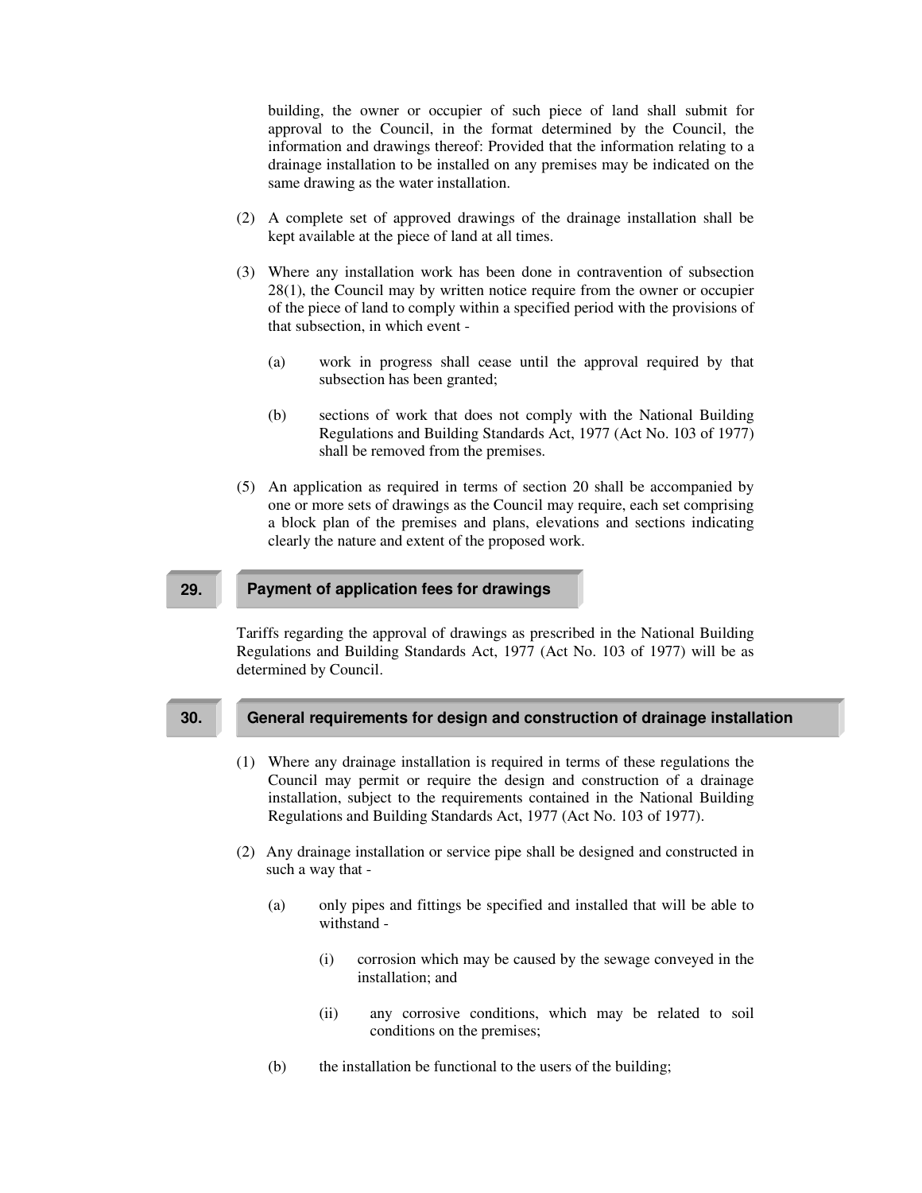building, the owner or occupier of such piece of land shall submit for approval to the Council, in the format determined by the Council, the information and drawings thereof: Provided that the information relating to a drainage installation to be installed on any premises may be indicated on the same drawing as the water installation.

(2) A complete set of approved drawings of the drainage installation shall be kept available at the piece of land at all times.

(3) Where any installation work has been done in contravention of subsection 28(1), the Council may by written notice require from the owner or occupier of the piece of land to comply within a specified period with the provisions of that subsection, in which event -

(a) work in progress shall cease until the approval required by that subsection has been granted;

(b) sections of work that does not comply with the National Building Regulations and Building Standards Act, 1977 (Act No. 103 of 1977) shall be removed from the premises.

(5) An application as required in terms of section 20 shall be accompanied by one or more sets of drawings as the Council may require, each set comprising a block plan of the premises and plans, elevations and sections indicating clearly the nature and extent of the proposed work.

## 29. Payment of application fees for drawings

Tariffs regarding the approval of drawings as prescribed in the National Building Regulations and Building Standards Act, 1977 (Act No. 103 of 1977) will be as determined by Council.

## 30. General requirements for design and construction of drainage installation

(1) Where any drainage installation is required in terms of these regulations the Council may permit or require the design and construction of a drainage installation, subject to the requirements contained in the National Building Regulations and Building Standards Act, 1977 (Act No. 103 of 1977).

(2) Any drainage installation or service pipe shall be designed and constructed in such a way that -

(a) only pipes and fittings be specified and installed that will be able to withstand -

(i) corrosion which may be caused by the sewage conveyed in the installation; and

(ii) any corrosive conditions, which may be related to soil conditions on the premises;

(b) the installation be functional to the users of the building;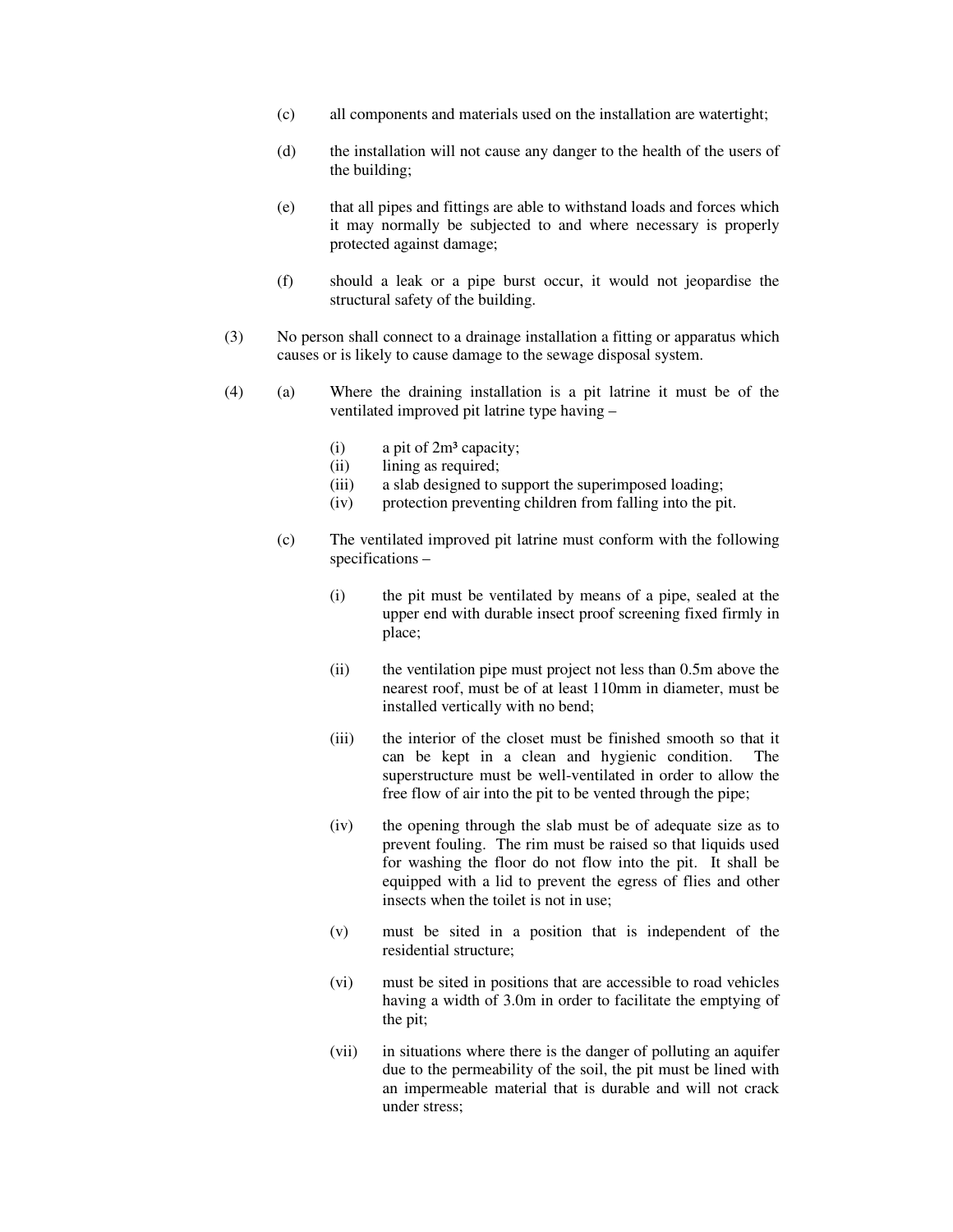(c) all components and materials used on the installation are watertight;

(d) the installation will not cause any danger to the health of the users of the building;

(e) that all pipes and fittings are able to withstand loads and forces which it may normally be subjected to and where necessary is properly protected against damage;

(f) should a leak or a pipe burst occur, it would not jeopardise the structural safety of the building.

(3) No person shall connect to a drainage installation a fitting or apparatus which causes or is likely to cause damage to the sewage disposal system.

(4) (a) Where the draining installation is a pit latrine it must be of the ventilated improved pit latrine type having –

(i) a pit of $2m^3$ capacity;
(ii) lining as required;
(iii) a slab designed to support the superimposed loading;
(iv) protection preventing children from falling into the pit.

(c) The ventilated improved pit latrine must conform with the following specifications –

(i) the pit must be ventilated by means of a pipe, sealed at the upper end with durable insect proof screening fixed firmly in place;

(ii) the ventilation pipe must project not less than 0.5m above the nearest roof, must be of at least 110mm in diameter, must be installed vertically with no bend;

(iii) the interior of the closet must be finished smooth so that it can be kept in a clean and hygienic condition. The superstructure must be well-ventilated in order to allow the free flow of air into the pit to be vented through the pipe;

(iv) the opening through the slab must be of adequate size as to prevent fouling. The rim must be raised so that liquids used for washing the floor do not flow into the pit. It shall be equipped with a lid to prevent the egress of flies and other insects when the toilet is not in use;

(v) must be sited in a position that is independent of the residential structure;

(vi) must be sited in positions that are accessible to road vehicles having a width of 3.0m in order to facilitate the emptying of the pit;

(vii) in situations where there is the danger of polluting an aquifer due to the permeability of the soil, the pit must be lined with an impermeable material that is durable and will not crack under stress;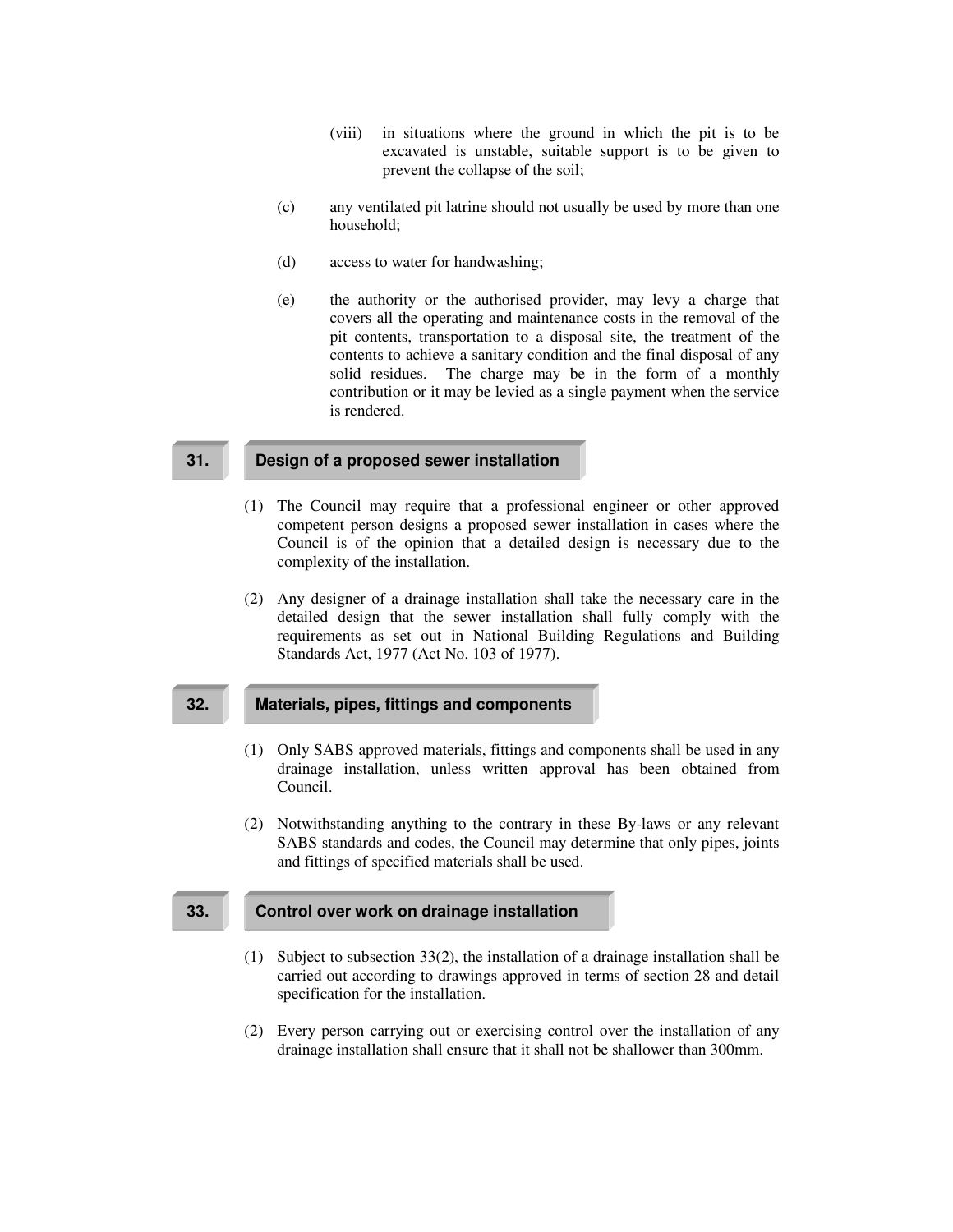(viii) in situations where the ground in which the pit is to be excavated is unstable, suitable support is to be given to prevent the collapse of the soil;

(c) any ventilated pit latrine should not usually be used by more than one household;

(d) access to water for handwashing;

(e) the authority or the authorised provider, may levy a charge that covers all the operating and maintenance costs in the removal of the pit contents, transportation to a disposal site, the treatment of the contents to achieve a sanitary condition and the final disposal of any solid residues. The charge may be in the form of a monthly contribution or it may be levied as a single payment when the service is rendered.

## 31. Design of a proposed sewer installation

(1) The Council may require that a professional engineer or other approved competent person designs a proposed sewer installation in cases where the Council is of the opinion that a detailed design is necessary due to the complexity of the installation.

(2) Any designer of a drainage installation shall take the necessary care in the detailed design that the sewer installation shall fully comply with the requirements as set out in National Building Regulations and Building Standards Act, 1977 (Act No. 103 of 1977).

## 32. Materials, pipes, fittings and components

(1) Only SABS approved materials, fittings and components shall be used in any drainage installation, unless written approval has been obtained from Council.

(2) Notwithstanding anything to the contrary in these By-laws or any relevant SABS standards and codes, the Council may determine that only pipes, joints and fittings of specified materials shall be used.

## 33. Control over work on drainage installation

(1) Subject to subsection 33(2), the installation of a drainage installation shall be carried out according to drawings approved in terms of section 28 and detail specification for the installation.

(2) Every person carrying out or exercising control over the installation of any drainage installation shall ensure that it shall not be shallower than 300mm.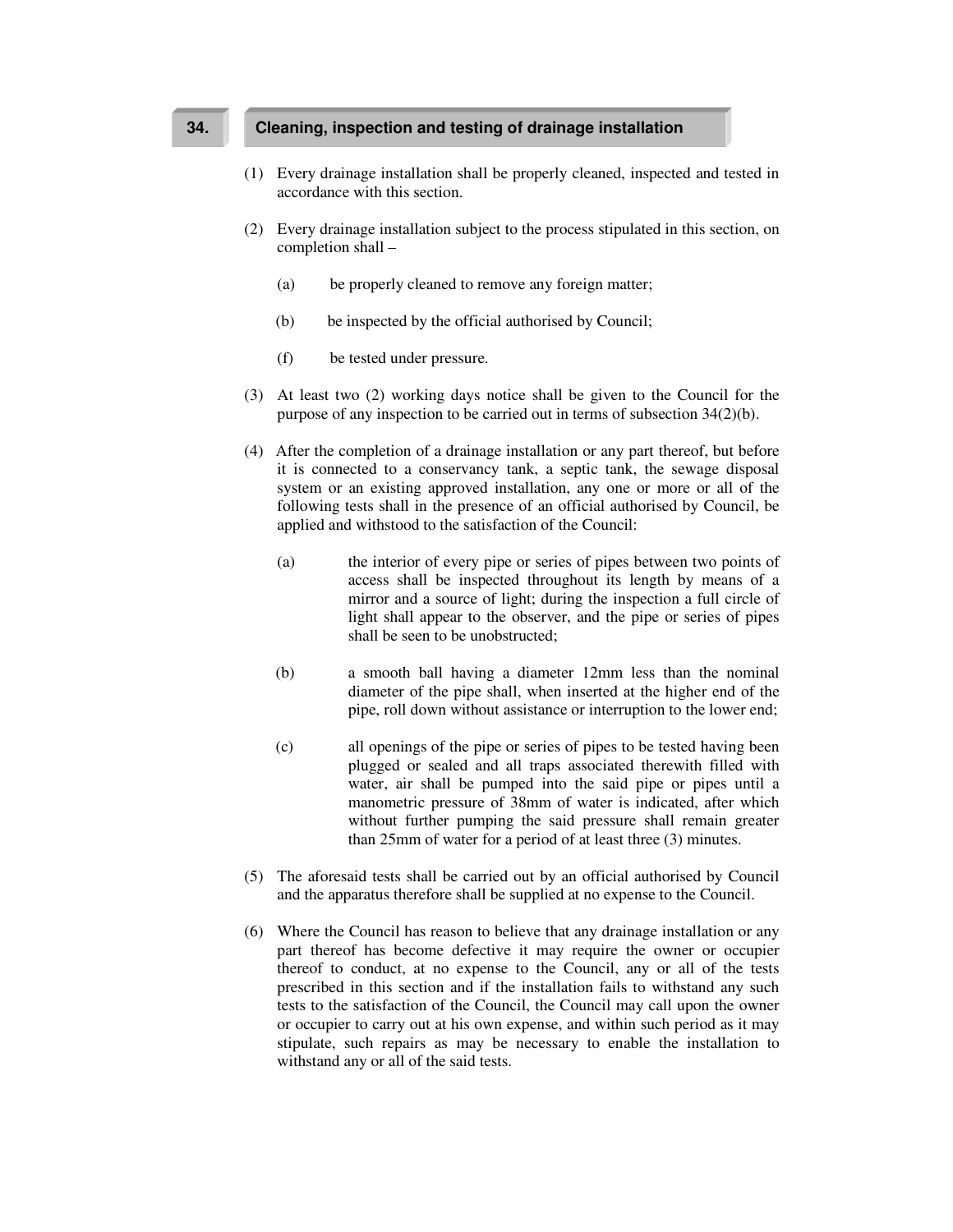## 34. Cleaning, inspection and testing of drainage installation

(1) Every drainage installation shall be properly cleaned, inspected and tested in accordance with this section.

(2) Every drainage installation subject to the process stipulated in this section, on completion shall –

(a) be properly cleaned to remove any foreign matter;

(b) be inspected by the official authorised by Council;

(f) be tested under pressure.

(3) At least two (2) working days notice shall be given to the Council for the purpose of any inspection to be carried out in terms of subsection 34(2)(b).

(4) After the completion of a drainage installation or any part thereof, but before it is connected to a conservancy tank, a septic tank, the sewage disposal system or an existing approved installation, any one or more or all of the following tests shall in the presence of an official authorised by Council, be applied and withstood to the satisfaction of the Council:

(a) the interior of every pipe or series of pipes between two points of access shall be inspected throughout its length by means of a mirror and a source of light; during the inspection a full circle of light shall appear to the observer, and the pipe or series of pipes shall be seen to be unobstructed;

(b) a smooth ball having a diameter 12mm less than the nominal diameter of the pipe shall, when inserted at the higher end of the pipe, roll down without assistance or interruption to the lower end;

(c) all openings of the pipe or series of pipes to be tested having been plugged or sealed and all traps associated therewith filled with water, air shall be pumped into the said pipe or pipes until a manometric pressure of 38mm of water is indicated, after which without further pumping the said pressure shall remain greater than 25mm of water for a period of at least three (3) minutes.

(5) The aforesaid tests shall be carried out by an official authorised by Council and the apparatus therefore shall be supplied at no expense to the Council.

(6) Where the Council has reason to believe that any drainage installation or any part thereof has become defective it may require the owner or occupier thereof to conduct, at no expense to the Council, any or all of the tests prescribed in this section and if the installation fails to withstand any such tests to the satisfaction of the Council, the Council may call upon the owner or occupier to carry out at his own expense, and within such period as it may stipulate, such repairs as may be necessary to enable the installation to withstand any or all of the said tests.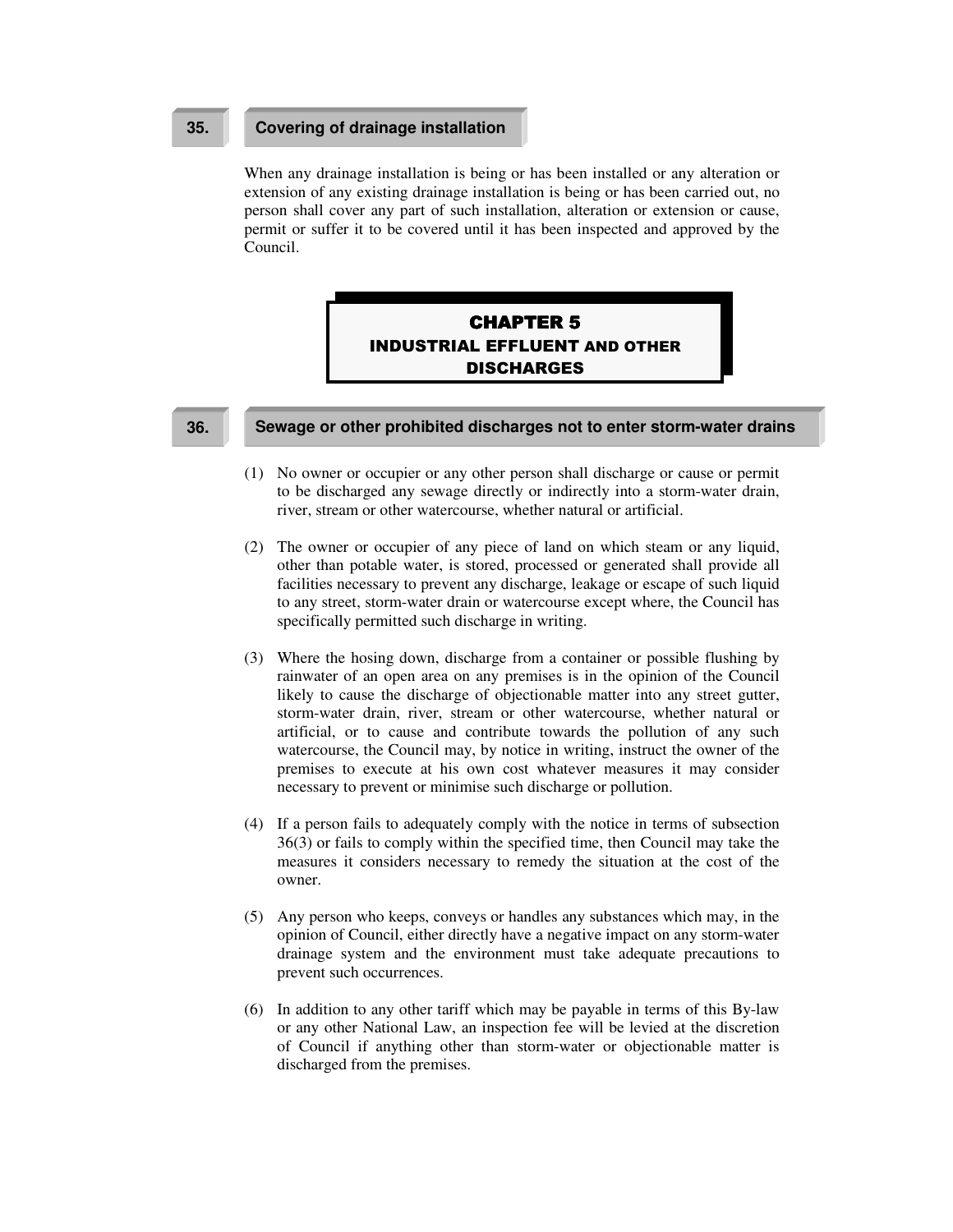### 35. Covering of drainage installation

When any drainage installation is being or has been installed or any alteration or extension of any existing drainage installation is being or has been carried out, no person shall cover any part of such installation, alteration or extension or cause, permit or suffer it to be covered until it has been inspected and approved by the Council.

## CHAPTER 5
## INDUSTRIAL EFFLUENT AND OTHER DISCHARGES

### 36. Sewage or other prohibited discharges not to enter storm-water drains

(1) No owner or occupier or any other person shall discharge or cause or permit to be discharged any sewage directly or indirectly into a storm-water drain, river, stream or other watercourse, whether natural or artificial.

(2) The owner or occupier of any piece of land on which steam or any liquid, other than potable water, is stored, processed or generated shall provide all facilities necessary to prevent any discharge, leakage or escape of such liquid to any street, storm-water drain or watercourse except where, the Council has specifically permitted such discharge in writing.

(3) Where the hosing down, discharge from a container or possible flushing by rainwater of an open area on any premises is in the opinion of the Council likely to cause the discharge of objectionable matter into any street gutter, storm-water drain, river, stream or other watercourse, whether natural or artificial, or to cause and contribute towards the pollution of any such watercourse, the Council may, by notice in writing, instruct the owner of the premises to execute at his own cost whatever measures it may consider necessary to prevent or minimise such discharge or pollution.

(4) If a person fails to adequately comply with the notice in terms of subsection 36(3) or fails to comply within the specified time, then Council may take the measures it considers necessary to remedy the situation at the cost of the owner.

(5) Any person who keeps, conveys or handles any substances which may, in the opinion of Council, either directly have a negative impact on any storm-water drainage system and the environment must take adequate precautions to prevent such occurrences.

(6) In addition to any other tariff which may be payable in terms of this By-law or any other National Law, an inspection fee will be levied at the discretion of Council if anything other than storm-water or objectionable matter is discharged from the premises.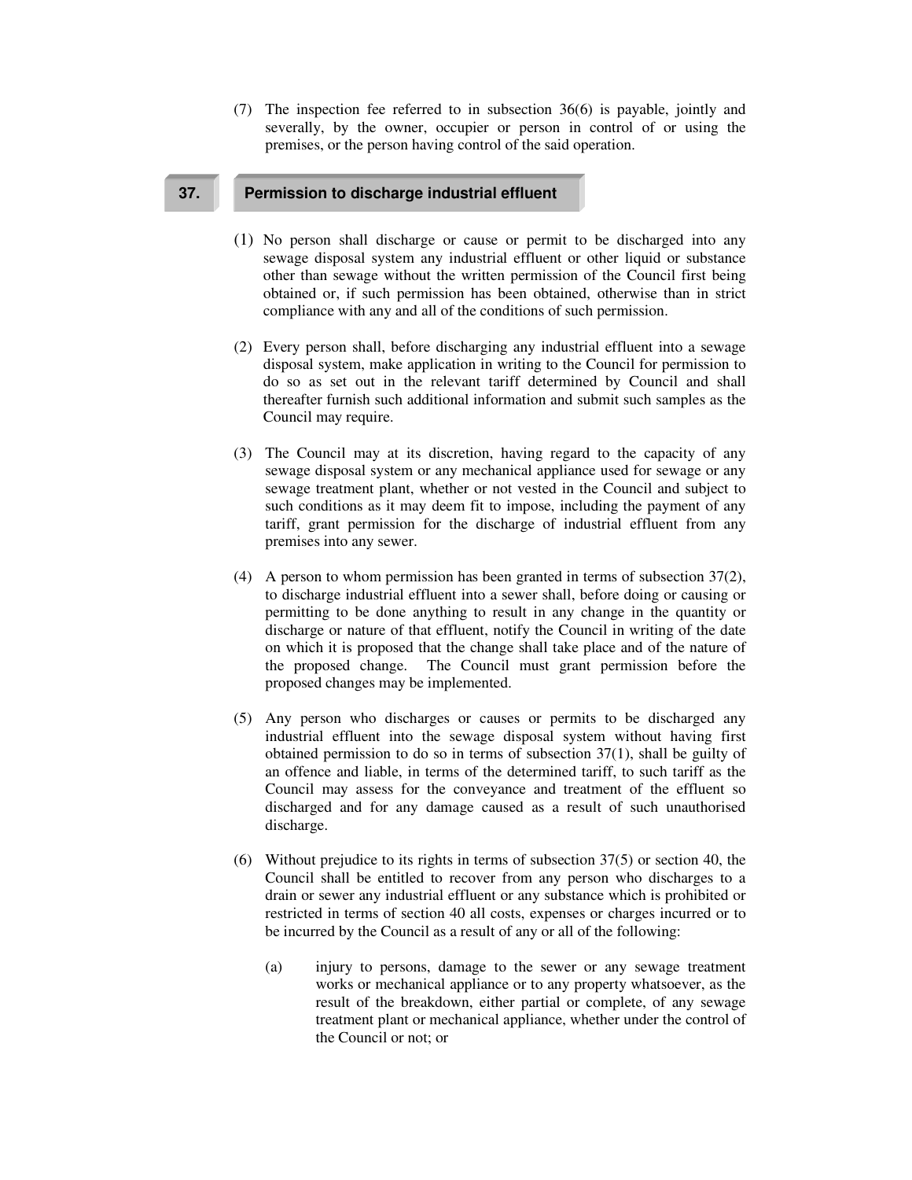(7) The inspection fee referred to in subsection 36(6) is payable, jointly and severally, by the owner, occupier or person in control of or using the premises, or the person having control of the said operation.

## 37. Permission to discharge industrial effluent

(1) No person shall discharge or cause or permit to be discharged into any sewage disposal system any industrial effluent or other liquid or substance other than sewage without the written permission of the Council first being obtained or, if such permission has been obtained, otherwise than in strict compliance with any and all of the conditions of such permission.

(2) Every person shall, before discharging any industrial effluent into a sewage disposal system, make application in writing to the Council for permission to do so as set out in the relevant tariff determined by Council and shall thereafter furnish such additional information and submit such samples as the Council may require.

(3) The Council may at its discretion, having regard to the capacity of any sewage disposal system or any mechanical appliance used for sewage or any sewage treatment plant, whether or not vested in the Council and subject to such conditions as it may deem fit to impose, including the payment of any tariff, grant permission for the discharge of industrial effluent from any premises into any sewer.

(4) A person to whom permission has been granted in terms of subsection 37(2), to discharge industrial effluent into a sewer shall, before doing or causing or permitting to be done anything to result in any change in the quantity or discharge or nature of that effluent, notify the Council in writing of the date on which it is proposed that the change shall take place and of the nature of the proposed change. The Council must grant permission before the proposed changes may be implemented.

(5) Any person who discharges or causes or permits to be discharged any industrial effluent into the sewage disposal system without having first obtained permission to do so in terms of subsection 37(1), shall be guilty of an offence and liable, in terms of the determined tariff, to such tariff as the Council may assess for the conveyance and treatment of the effluent so discharged and for any damage caused as a result of such unauthorised discharge.

(6) Without prejudice to its rights in terms of subsection 37(5) or section 40, the Council shall be entitled to recover from any person who discharges to a drain or sewer any industrial effluent or any substance which is prohibited or restricted in terms of section 40 all costs, expenses or charges incurred or to be incurred by the Council as a result of any or all of the following:

(a) injury to persons, damage to the sewer or any sewage treatment works or mechanical appliance or to any property whatsoever, as the result of the breakdown, either partial or complete, of any sewage treatment plant or mechanical appliance, whether under the control of the Council or not; or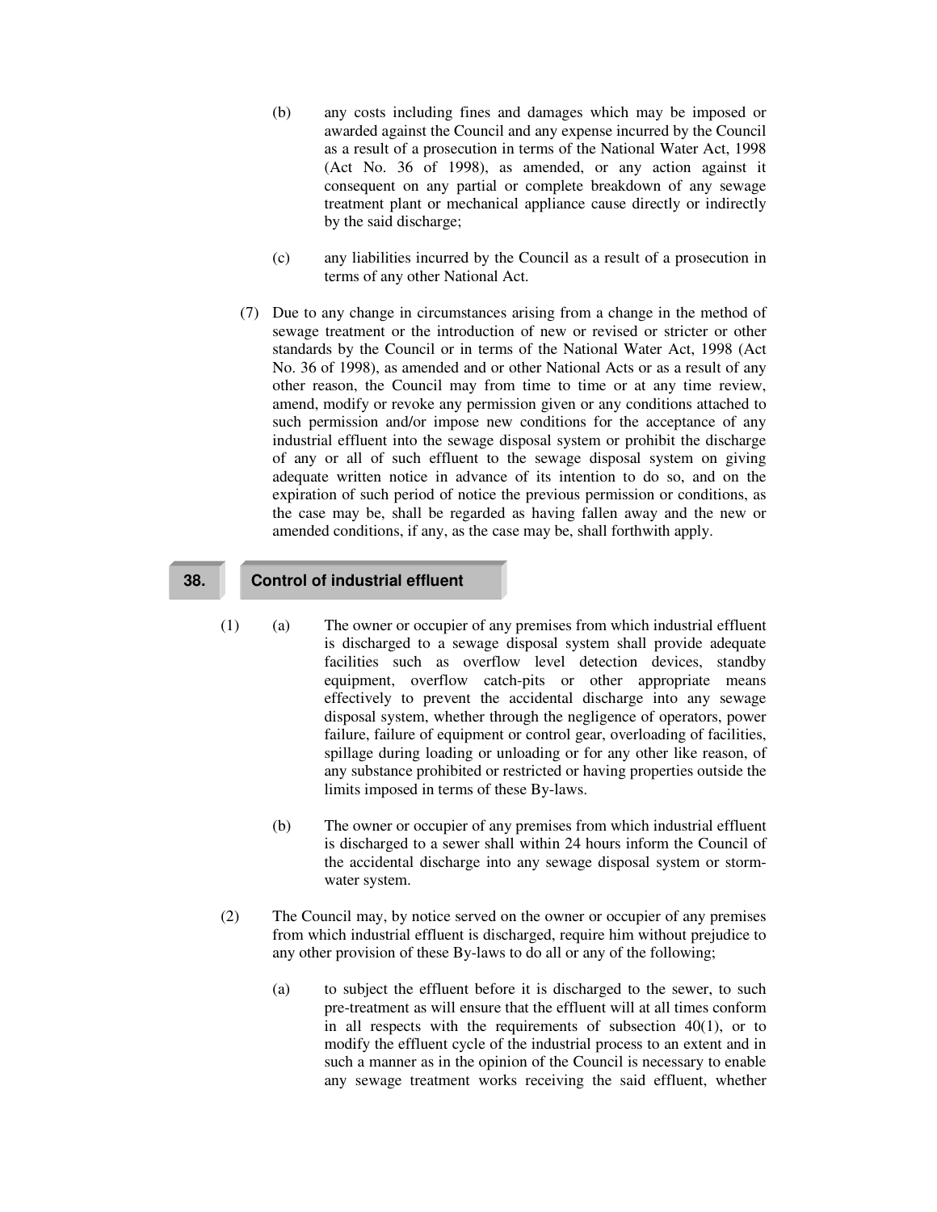(b) any costs including fines and damages which may be imposed or awarded against the Council and any expense incurred by the Council as a result of a prosecution in terms of the National Water Act, 1998 (Act No. 36 of 1998), as amended, or any action against it consequent on any partial or complete breakdown of any sewage treatment plant or mechanical appliance cause directly or indirectly by the said discharge;

(c) any liabilities incurred by the Council as a result of a prosecution in terms of any other National Act.

(7) Due to any change in circumstances arising from a change in the method of sewage treatment or the introduction of new or revised or stricter or other standards by the Council or in terms of the National Water Act, 1998 (Act No. 36 of 1998), as amended and or other National Acts or as a result of any other reason, the Council may from time to time or at any time review, amend, modify or revoke any permission given or any conditions attached to such permission and/or impose new conditions for the acceptance of any industrial effluent into the sewage disposal system or prohibit the discharge of any or all of such effluent to the sewage disposal system on giving adequate written notice in advance of its intention to do so, and on the expiration of such period of notice the previous permission or conditions, as the case may be, shall be regarded as having fallen away and the new or amended conditions, if any, as the case may be, shall forthwith apply.

## 38. Control of industrial effluent

(1) (a) The owner or occupier of any premises from which industrial effluent is discharged to a sewage disposal system shall provide adequate facilities such as overflow level detection devices, standby equipment, overflow catch-pits or other appropriate means effectively to prevent the accidental discharge into any sewage disposal system, whether through the negligence of operators, power failure, failure of equipment or control gear, overloading of facilities, spillage during loading or unloading or for any other like reason, of any substance prohibited or restricted or having properties outside the limits imposed in terms of these By-laws.

(b) The owner or occupier of any premises from which industrial effluent is discharged to a sewer shall within 24 hours inform the Council of the accidental discharge into any sewage disposal system or storm-water system.

(2) The Council may, by notice served on the owner or occupier of any premises from which industrial effluent is discharged, require him without prejudice to any other provision of these By-laws to do all or any of the following;

(a) to subject the effluent before it is discharged to the sewer, to such pre-treatment as will ensure that the effluent will at all times conform in all respects with the requirements of subsection 40(1), or to modify the effluent cycle of the industrial process to an extent and in such a manner as in the opinion of the Council is necessary to enable any sewage treatment works receiving the said effluent, whether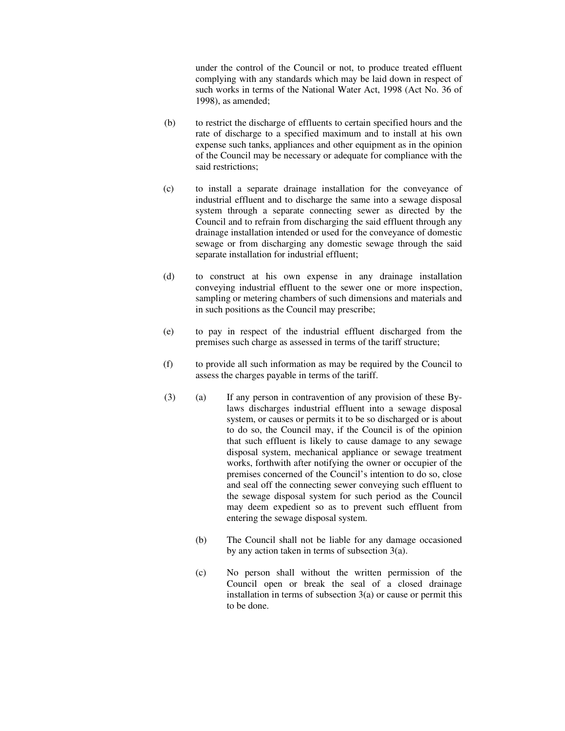under the control of the Council or not, to produce treated effluent complying with any standards which may be laid down in respect of such works in terms of the National Water Act, 1998 (Act No. 36 of 1998), as amended;

(b) to restrict the discharge of effluents to certain specified hours and the rate of discharge to a specified maximum and to install at his own expense such tanks, appliances and other equipment as in the opinion of the Council may be necessary or adequate for compliance with the said restrictions;

(c) to install a separate drainage installation for the conveyance of industrial effluent and to discharge the same into a sewage disposal system through a separate connecting sewer as directed by the Council and to refrain from discharging the said effluent through any drainage installation intended or used for the conveyance of domestic sewage or from discharging any domestic sewage through the said separate installation for industrial effluent;

(d) to construct at his own expense in any drainage installation conveying industrial effluent to the sewer one or more inspection, sampling or metering chambers of such dimensions and materials and in such positions as the Council may prescribe;

(e) to pay in respect of the industrial effluent discharged from the premises such charge as assessed in terms of the tariff structure;

(f) to provide all such information as may be required by the Council to assess the charges payable in terms of the tariff.

(3) (a) If any person in contravention of any provision of these By-laws discharges industrial effluent into a sewage disposal system, or causes or permits it to be so discharged or is about to do so, the Council may, if the Council is of the opinion that such effluent is likely to cause damage to any sewage disposal system, mechanical appliance or sewage treatment works, forthwith after notifying the owner or occupier of the premises concerned of the Council's intention to do so, close and seal off the connecting sewer conveying such effluent to the sewage disposal system for such period as the Council may deem expedient so as to prevent such effluent from entering the sewage disposal system.

(b) The Council shall not be liable for any damage occasioned by any action taken in terms of subsection 3(a).

(c) No person shall without the written permission of the Council open or break the seal of a closed drainage installation in terms of subsection 3(a) or cause or permit this to be done.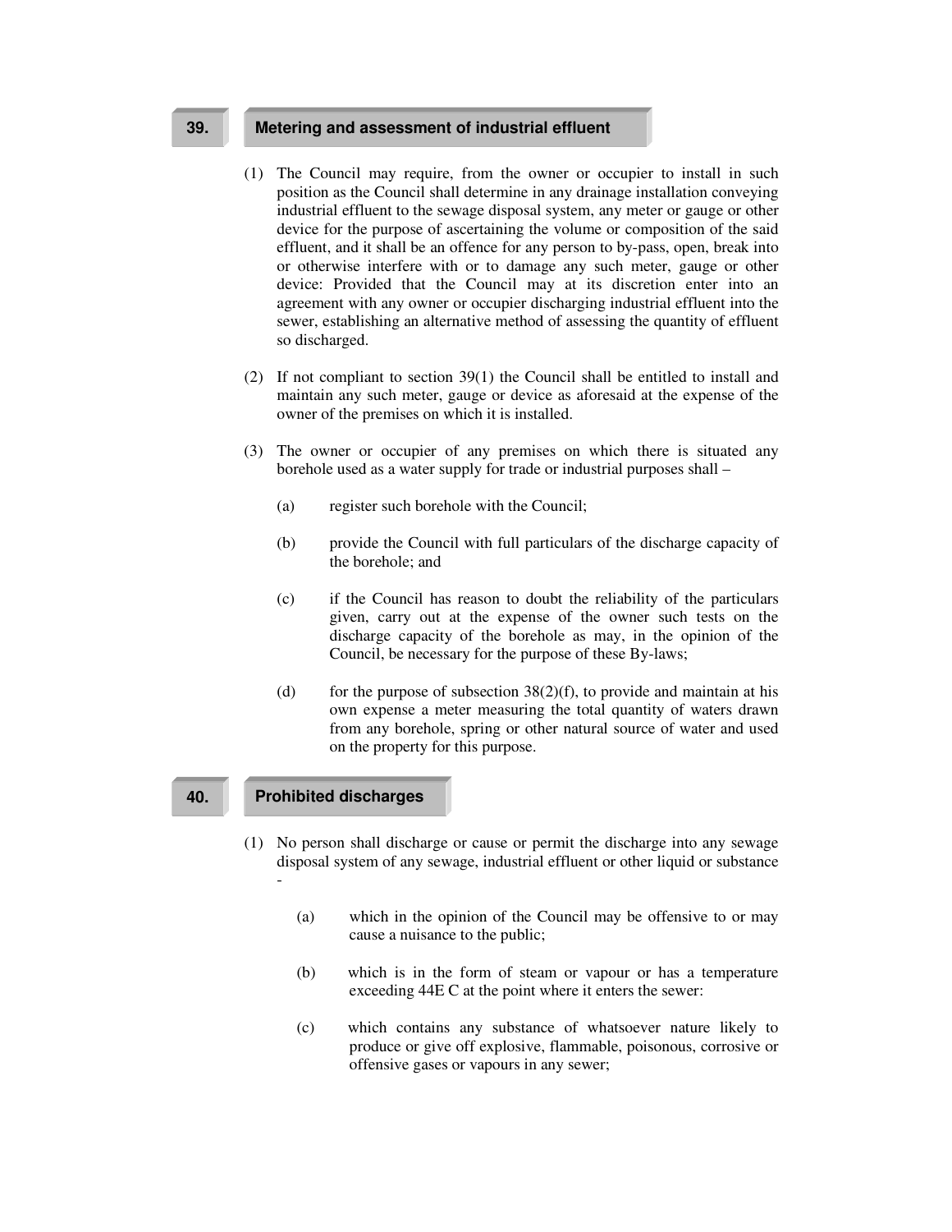## 39. Metering and assessment of industrial effluent

(1) The Council may require, from the owner or occupier to install in such position as the Council shall determine in any drainage installation conveying industrial effluent to the sewage disposal system, any meter or gauge or other device for the purpose of ascertaining the volume or composition of the said effluent, and it shall be an offence for any person to by-pass, open, break into or otherwise interfere with or to damage any such meter, gauge or other device: Provided that the Council may at its discretion enter into an agreement with any owner or occupier discharging industrial effluent into the sewer, establishing an alternative method of assessing the quantity of effluent so discharged.

(2) If not compliant to section 39(1) the Council shall be entitled to install and maintain any such meter, gauge or device as aforesaid at the expense of the owner of the premises on which it is installed.

(3) The owner or occupier of any premises on which there is situated any borehole used as a water supply for trade or industrial purposes shall –

(a) register such borehole with the Council;

(b) provide the Council with full particulars of the discharge capacity of the borehole; and

(c) if the Council has reason to doubt the reliability of the particulars given, carry out at the expense of the owner such tests on the discharge capacity of the borehole as may, in the opinion of the Council, be necessary for the purpose of these By-laws;

(d) for the purpose of subsection 38(2)(f), to provide and maintain at his own expense a meter measuring the total quantity of waters drawn from any borehole, spring or other natural source of water and used on the property for this purpose.

## 40. Prohibited discharges

(1) No person shall discharge or cause or permit the discharge into any sewage disposal system of any sewage, industrial effluent or other liquid or substance -

(a) which in the opinion of the Council may be offensive to or may cause a nuisance to the public;

(b) which is in the form of steam or vapour or has a temperature exceeding 44E C at the point where it enters the sewer:

(c) which contains any substance of whatsoever nature likely to produce or give off explosive, flammable, poisonous, corrosive or offensive gases or vapours in any sewer;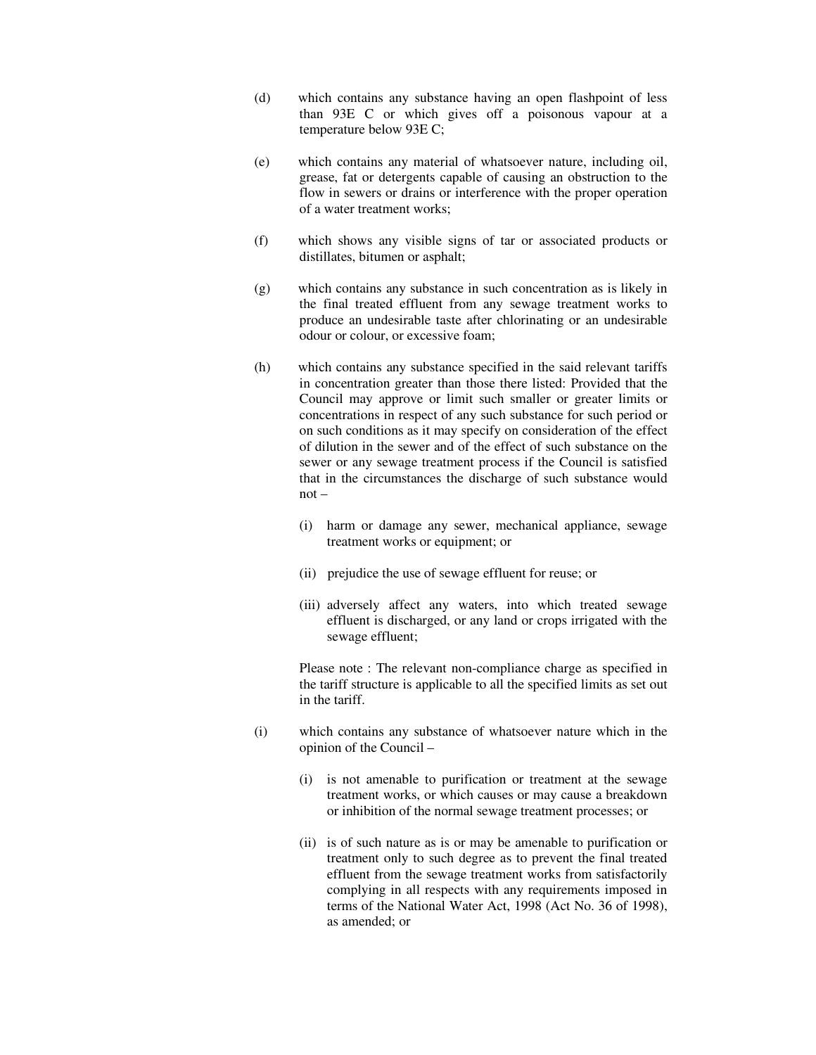(d) which contains any substance having an open flashpoint of less than 93E C or which gives off a poisonous vapour at a temperature below 93E C;

(e) which contains any material of whatsoever nature, including oil, grease, fat or detergents capable of causing an obstruction to the flow in sewers or drains or interference with the proper operation of a water treatment works;

(f) which shows any visible signs of tar or associated products or distillates, bitumen or asphalt;

(g) which contains any substance in such concentration as is likely in the final treated effluent from any sewage treatment works to produce an undesirable taste after chlorinating or an undesirable odour or colour, or excessive foam;

(h) which contains any substance specified in the said relevant tariffs in concentration greater than those there listed: Provided that the Council may approve or limit such smaller or greater limits or concentrations in respect of any such substance for such period or on such conditions as it may specify on consideration of the effect of dilution in the sewer and of the effect of such substance on the sewer or any sewage treatment process if the Council is satisfied that in the circumstances the discharge of such substance would not –

   (i) harm or damage any sewer, mechanical appliance, sewage treatment works or equipment; or

   (ii) prejudice the use of sewage effluent for reuse; or

   (iii) adversely affect any waters, into which treated sewage effluent is discharged, or any land or crops irrigated with the sewage effluent;

   Please note : The relevant non-compliance charge as specified in the tariff structure is applicable to all the specified limits as set out in the tariff.

(i) which contains any substance of whatsoever nature which in the opinion of the Council –

   (i) is not amenable to purification or treatment at the sewage treatment works, or which causes or may cause a breakdown or inhibition of the normal sewage treatment processes; or

   (ii) is of such nature as is or may be amenable to purification or treatment only to such degree as to prevent the final treated effluent from the sewage treatment works from satisfactorily complying in all respects with any requirements imposed in terms of the National Water Act, 1998 (Act No. 36 of 1998), as amended; or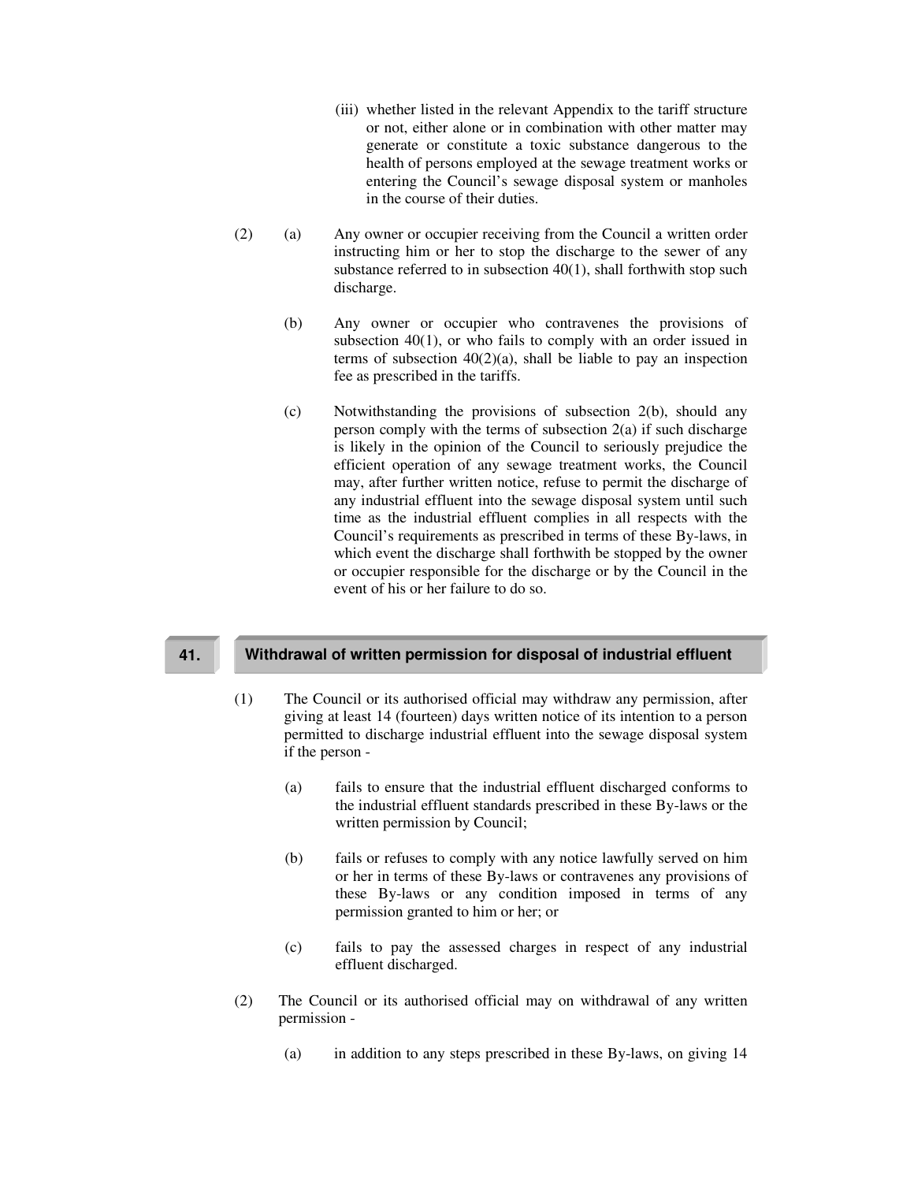(iii) whether listed in the relevant Appendix to the tariff structure or not, either alone or in combination with other matter may generate or constitute a toxic substance dangerous to the health of persons employed at the sewage treatment works or entering the Council's sewage disposal system or manholes in the course of their duties.

(2) (a) Any owner or occupier receiving from the Council a written order instructing him or her to stop the discharge to the sewer of any substance referred to in subsection 40(1), shall forthwith stop such discharge.

(b) Any owner or occupier who contravenes the provisions of subsection 40(1), or who fails to comply with an order issued in terms of subsection 40(2)(a), shall be liable to pay an inspection fee as prescribed in the tariffs.

(c) Notwithstanding the provisions of subsection 2(b), should any person comply with the terms of subsection 2(a) if such discharge is likely in the opinion of the Council to seriously prejudice the efficient operation of any sewage treatment works, the Council may, after further written notice, refuse to permit the discharge of any industrial effluent into the sewage disposal system until such time as the industrial effluent complies in all respects with the Council's requirements as prescribed in terms of these By-laws, in which event the discharge shall forthwith be stopped by the owner or occupier responsible for the discharge or by the Council in the event of his or her failure to do so.

## 41. Withdrawal of written permission for disposal of industrial effluent

(1) The Council or its authorised official may withdraw any permission, after giving at least 14 (fourteen) days written notice of its intention to a person permitted to discharge industrial effluent into the sewage disposal system if the person -

(a) fails to ensure that the industrial effluent discharged conforms to the industrial effluent standards prescribed in these By-laws or the written permission by Council;

(b) fails or refuses to comply with any notice lawfully served on him or her in terms of these By-laws or contravenes any provisions of these By-laws or any condition imposed in terms of any permission granted to him or her; or

(c) fails to pay the assessed charges in respect of any industrial effluent discharged.

(2) The Council or its authorised official may on withdrawal of any written permission -

(a) in addition to any steps prescribed in these By-laws, on giving 14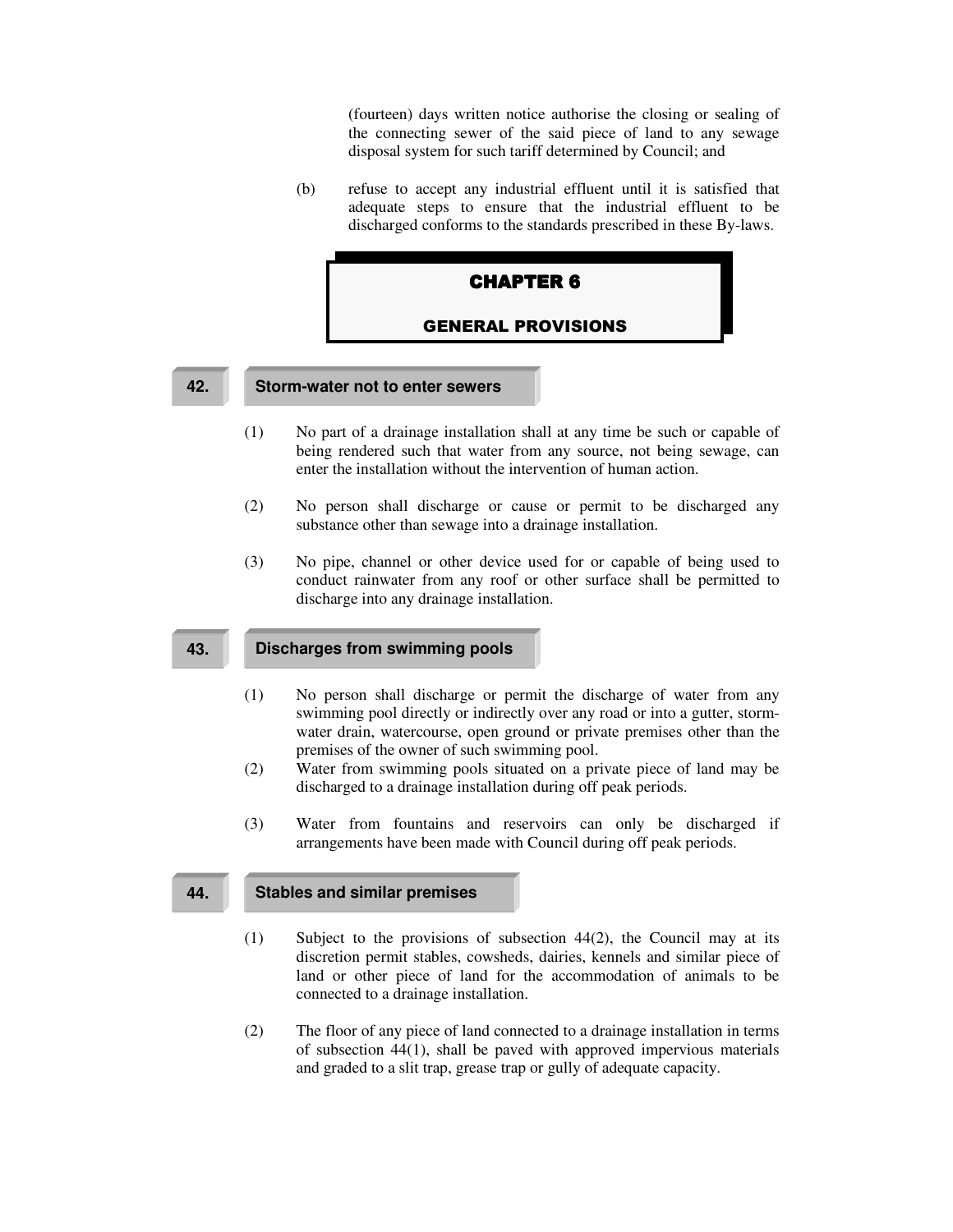(fourteen) days written notice authorise the closing or sealing of the connecting sewer of the said piece of land to any sewage disposal system for such tariff determined by Council; and

(b) refuse to accept any industrial effluent until it is satisfied that adequate steps to ensure that the industrial effluent to be discharged conforms to the standards prescribed in these By-laws.

# CHAPTER 6

## GENERAL PROVISIONS

### 42. Storm-water not to enter sewers

(1) No part of a drainage installation shall at any time be such or capable of being rendered such that water from any source, not being sewage, can enter the installation without the intervention of human action.

(2) No person shall discharge or cause or permit to be discharged any substance other than sewage into a drainage installation.

(3) No pipe, channel or other device used for or capable of being used to conduct rainwater from any roof or other surface shall be permitted to discharge into any drainage installation.

### 43. Discharges from swimming pools

(1) No person shall discharge or permit the discharge of water from any swimming pool directly or indirectly over any road or into a gutter, storm-water drain, watercourse, open ground or private premises other than the premises of the owner of such swimming pool.

(2) Water from swimming pools situated on a private piece of land may be discharged to a drainage installation during off peak periods.

(3) Water from fountains and reservoirs can only be discharged if arrangements have been made with Council during off peak periods.

### 44. Stables and similar premises

(1) Subject to the provisions of subsection 44(2), the Council may at its discretion permit stables, cowsheds, dairies, kennels and similar piece of land or other piece of land for the accommodation of animals to be connected to a drainage installation.

(2) The floor of any piece of land connected to a drainage installation in terms of subsection 44(1), shall be paved with approved impervious materials and graded to a slit trap, grease trap or gully of adequate capacity.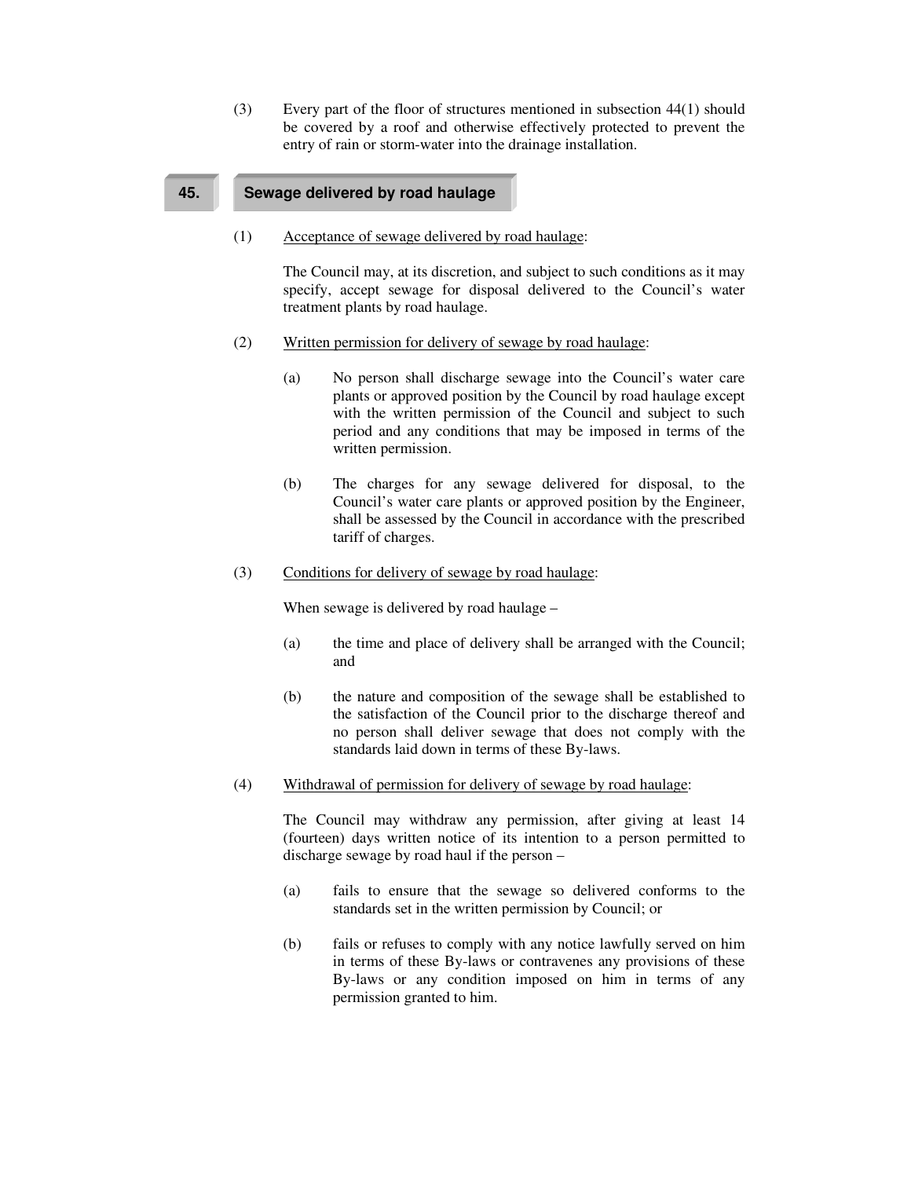(3) Every part of the floor of structures mentioned in subsection 44(1) should be covered by a roof and otherwise effectively protected to prevent the entry of rain or storm-water into the drainage installation.

## 45. Sewage delivered by road haulage

(1) Acceptance of sewage delivered by road haulage:

The Council may, at its discretion, and subject to such conditions as it may specify, accept sewage for disposal delivered to the Council's water treatment plants by road haulage.

(2) Written permission for delivery of sewage by road haulage:

(a) No person shall discharge sewage into the Council's water care plants or approved position by the Council by road haulage except with the written permission of the Council and subject to such period and any conditions that may be imposed in terms of the written permission.

(b) The charges for any sewage delivered for disposal, to the Council's water care plants or approved position by the Engineer, shall be assessed by the Council in accordance with the prescribed tariff of charges.

(3) Conditions for delivery of sewage by road haulage:

When sewage is delivered by road haulage –

(a) the time and place of delivery shall be arranged with the Council; and

(b) the nature and composition of the sewage shall be established to the satisfaction of the Council prior to the discharge thereof and no person shall deliver sewage that does not comply with the standards laid down in terms of these By-laws.

(4) Withdrawal of permission for delivery of sewage by road haulage:

The Council may withdraw any permission, after giving at least 14 (fourteen) days written notice of its intention to a person permitted to discharge sewage by road haul if the person –

(a) fails to ensure that the sewage so delivered conforms to the standards set in the written permission by Council; or

(b) fails or refuses to comply with any notice lawfully served on him in terms of these By-laws or contravenes any provisions of these By-laws or any condition imposed on him in terms of any permission granted to him.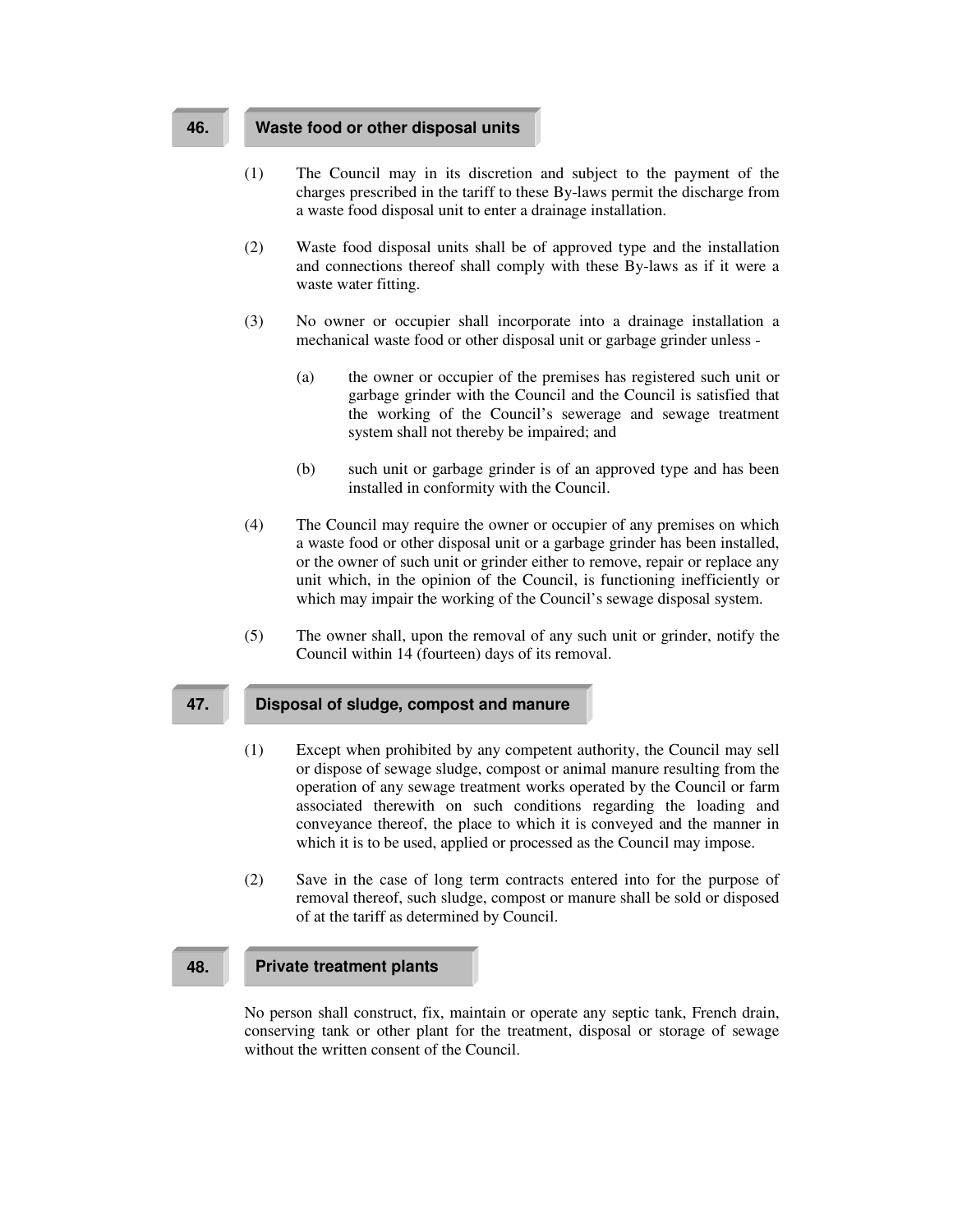## 46. Waste food or other disposal units

(1) The Council may in its discretion and subject to the payment of the charges prescribed in the tariff to these By-laws permit the discharge from a waste food disposal unit to enter a drainage installation.

(2) Waste food disposal units shall be of approved type and the installation and connections thereof shall comply with these By-laws as if it were a waste water fitting.

(3) No owner or occupier shall incorporate into a drainage installation a mechanical waste food or other disposal unit or garbage grinder unless -

(a) the owner or occupier of the premises has registered such unit or garbage grinder with the Council and the Council is satisfied that the working of the Council's sewerage and sewage treatment system shall not thereby be impaired; and

(b) such unit or garbage grinder is of an approved type and has been installed in conformity with the Council.

(4) The Council may require the owner or occupier of any premises on which a waste food or other disposal unit or a garbage grinder has been installed, or the owner of such unit or grinder either to remove, repair or replace any unit which, in the opinion of the Council, is functioning inefficiently or which may impair the working of the Council's sewage disposal system.

(5) The owner shall, upon the removal of any such unit or grinder, notify the Council within 14 (fourteen) days of its removal.

## 47. Disposal of sludge, compost and manure

(1) Except when prohibited by any competent authority, the Council may sell or dispose of sewage sludge, compost or animal manure resulting from the operation of any sewage treatment works operated by the Council or farm associated therewith on such conditions regarding the loading and conveyance thereof, the place to which it is conveyed and the manner in which it is to be used, applied or processed as the Council may impose.

(2) Save in the case of long term contracts entered into for the purpose of removal thereof, such sludge, compost or manure shall be sold or disposed of at the tariff as determined by Council.

## 48. Private treatment plants

No person shall construct, fix, maintain or operate any septic tank, French drain, conserving tank or other plant for the treatment, disposal or storage of sewage without the written consent of the Council.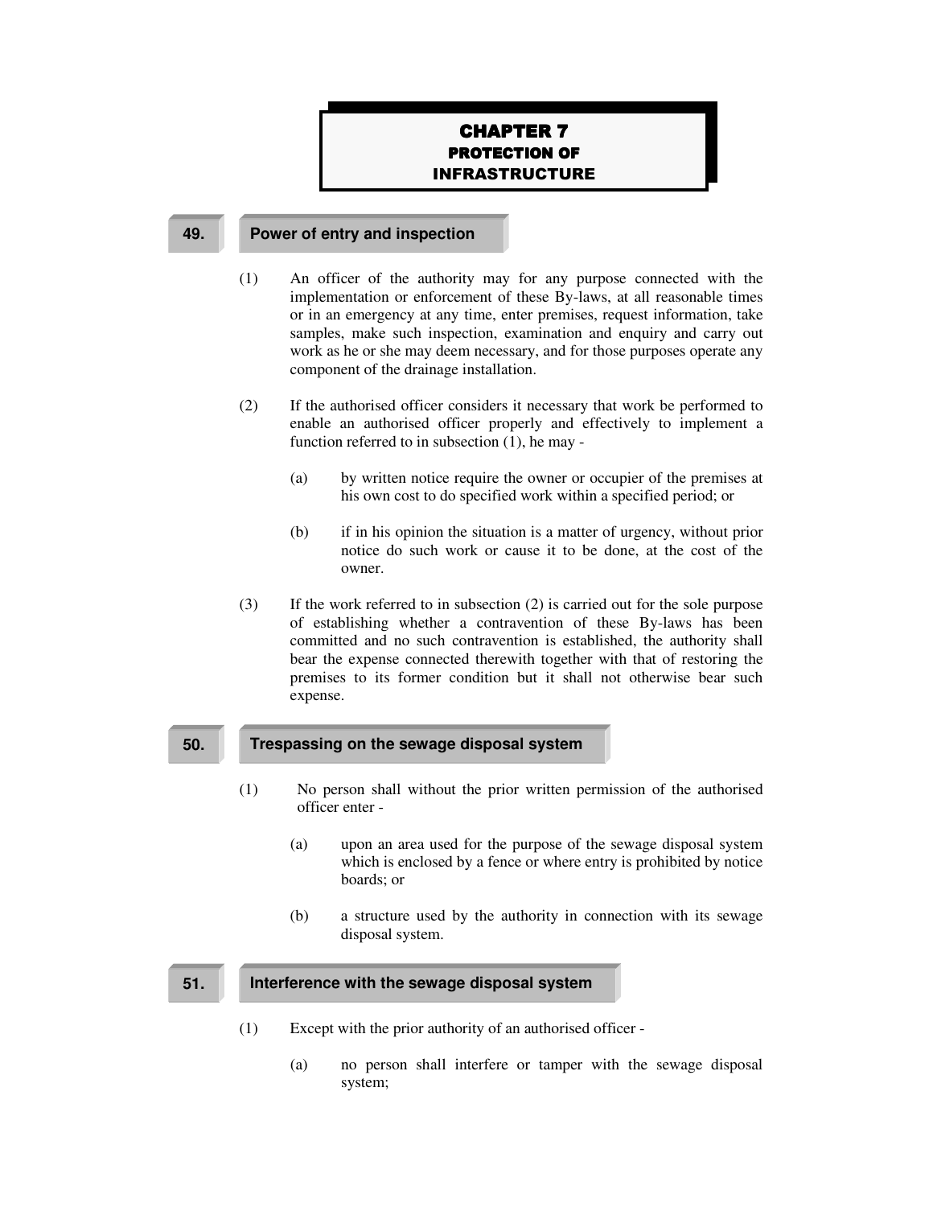# CHAPTER 7
## PROTECTION OF INFRASTRUCTURE

### 49. Power of entry and inspection

(1) An officer of the authority may for any purpose connected with the implementation or enforcement of these By-laws, at all reasonable times or in an emergency at any time, enter premises, request information, take samples, make such inspection, examination and enquiry and carry out work as he or she may deem necessary, and for those purposes operate any component of the drainage installation.

(2) If the authorised officer considers it necessary that work be performed to enable an authorised officer properly and effectively to implement a function referred to in subsection (1), he may -

(a) by written notice require the owner or occupier of the premises at his own cost to do specified work within a specified period; or

(b) if in his opinion the situation is a matter of urgency, without prior notice do such work or cause it to be done, at the cost of the owner.

(3) If the work referred to in subsection (2) is carried out for the sole purpose of establishing whether a contravention of these By-laws has been committed and no such contravention is established, the authority shall bear the expense connected therewith together with that of restoring the premises to its former condition but it shall not otherwise bear such expense.

### 50. Trespassing on the sewage disposal system

(1) No person shall without the prior written permission of the authorised officer enter -

(a) upon an area used for the purpose of the sewage disposal system which is enclosed by a fence or where entry is prohibited by notice boards; or

(b) a structure used by the authority in connection with its sewage disposal system.

### 51. Interference with the sewage disposal system

(1) Except with the prior authority of an authorised officer -

(a) no person shall interfere or tamper with the sewage disposal system;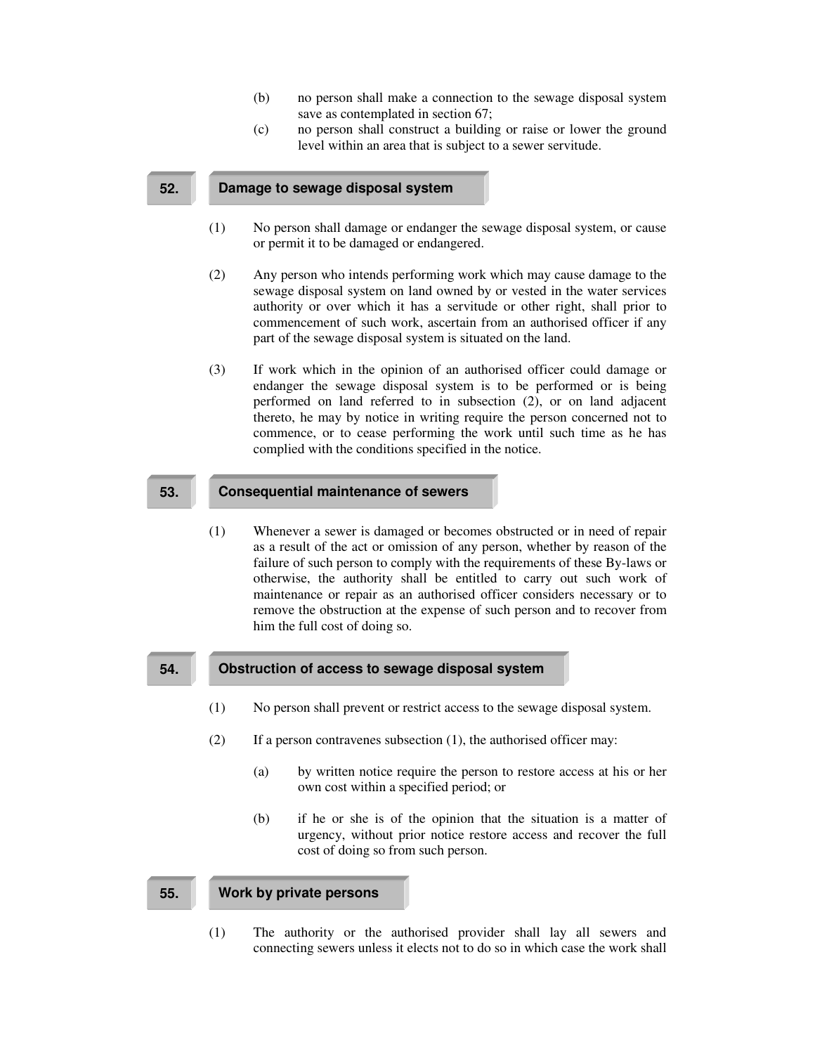(b) no person shall make a connection to the sewage disposal system save as contemplated in section 67;

(c) no person shall construct a building or raise or lower the ground level within an area that is subject to a sewer servitude.

## 52. Damage to sewage disposal system

(1) No person shall damage or endanger the sewage disposal system, or cause or permit it to be damaged or endangered.

(2) Any person who intends performing work which may cause damage to the sewage disposal system on land owned by or vested in the water services authority or over which it has a servitude or other right, shall prior to commencement of such work, ascertain from an authorised officer if any part of the sewage disposal system is situated on the land.

(3) If work which in the opinion of an authorised officer could damage or endanger the sewage disposal system is to be performed or is being performed on land referred to in subsection (2), or on land adjacent thereto, he may by notice in writing require the person concerned not to commence, or to cease performing the work until such time as he has complied with the conditions specified in the notice.

## 53. Consequential maintenance of sewers

(1) Whenever a sewer is damaged or becomes obstructed or in need of repair as a result of the act or omission of any person, whether by reason of the failure of such person to comply with the requirements of these By-laws or otherwise, the authority shall be entitled to carry out such work of maintenance or repair as an authorised officer considers necessary or to remove the obstruction at the expense of such person and to recover from him the full cost of doing so.

## 54. Obstruction of access to sewage disposal system

(1) No person shall prevent or restrict access to the sewage disposal system.

(2) If a person contravenes subsection (1), the authorised officer may:

(a) by written notice require the person to restore access at his or her own cost within a specified period; or

(b) if he or she is of the opinion that the situation is a matter of urgency, without prior notice restore access and recover the full cost of doing so from such person.

## 55. Work by private persons

(1) The authority or the authorised provider shall lay all sewers and connecting sewers unless it elects not to do so in which case the work shall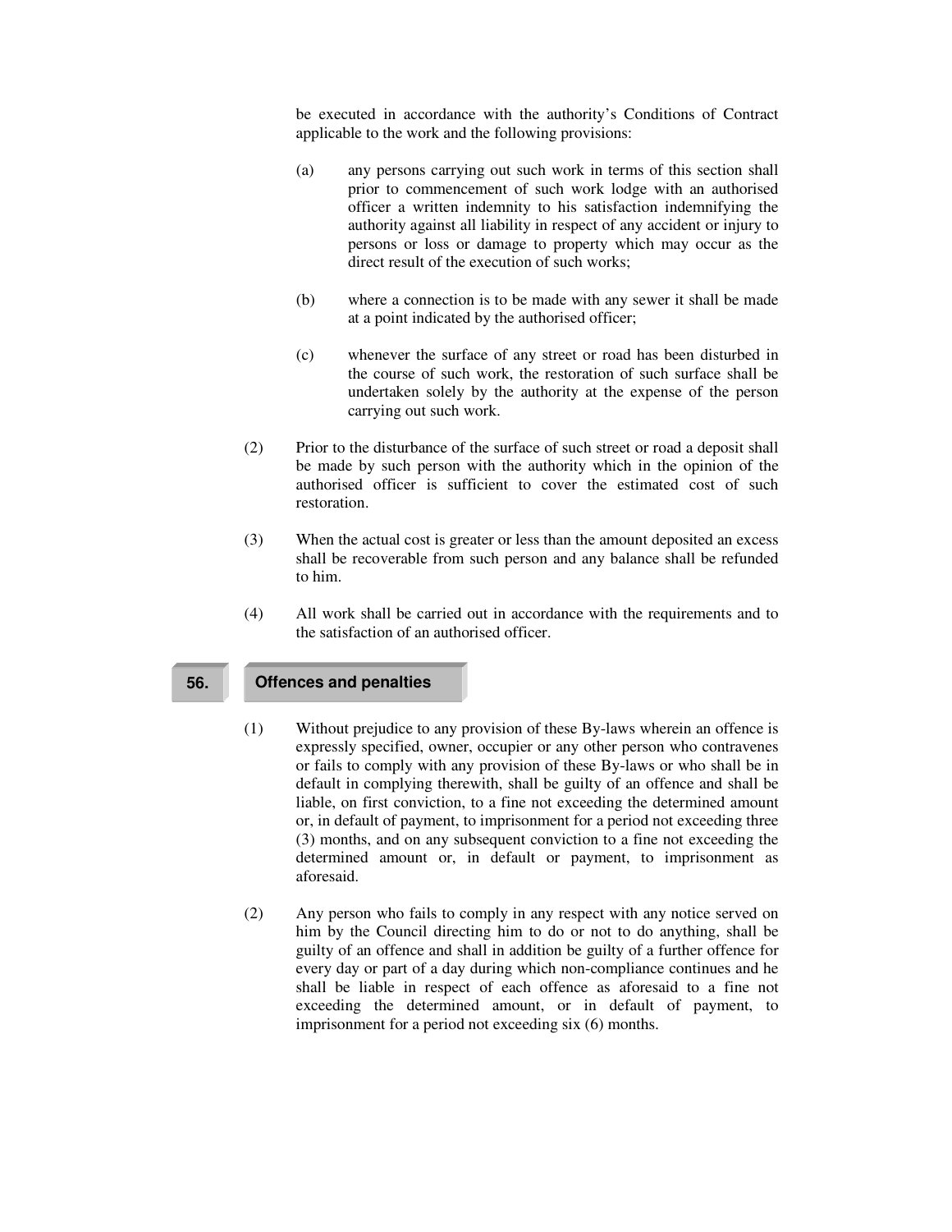be executed in accordance with the authority's Conditions of Contract applicable to the work and the following provisions:

(a) any persons carrying out such work in terms of this section shall prior to commencement of such work lodge with an authorised officer a written indemnity to his satisfaction indemnifying the authority against all liability in respect of any accident or injury to persons or loss or damage to property which may occur as the direct result of the execution of such works;

(b) where a connection is to be made with any sewer it shall be made at a point indicated by the authorised officer;

(c) whenever the surface of any street or road has been disturbed in the course of such work, the restoration of such surface shall be undertaken solely by the authority at the expense of the person carrying out such work.

(2) Prior to the disturbance of the surface of such street or road a deposit shall be made by such person with the authority which in the opinion of the authorised officer is sufficient to cover the estimated cost of such restoration.

(3) When the actual cost is greater or less than the amount deposited an excess shall be recoverable from such person and any balance shall be refunded to him.

(4) All work shall be carried out in accordance with the requirements and to the satisfaction of an authorised officer.

## 56. Offences and penalties

(1) Without prejudice to any provision of these By-laws wherein an offence is expressly specified, owner, occupier or any other person who contravenes or fails to comply with any provision of these By-laws or who shall be in default in complying therewith, shall be guilty of an offence and shall be liable, on first conviction, to a fine not exceeding the determined amount or, in default of payment, to imprisonment for a period not exceeding three (3) months, and on any subsequent conviction to a fine not exceeding the determined amount or, in default or payment, to imprisonment as aforesaid.

(2) Any person who fails to comply in any respect with any notice served on him by the Council directing him to do or not to do anything, shall be guilty of an offence and shall in addition be guilty of a further offence for every day or part of a day during which non-compliance continues and he shall be liable in respect of each offence as aforesaid to a fine not exceeding the determined amount, or in default of payment, to imprisonment for a period not exceeding six (6) months.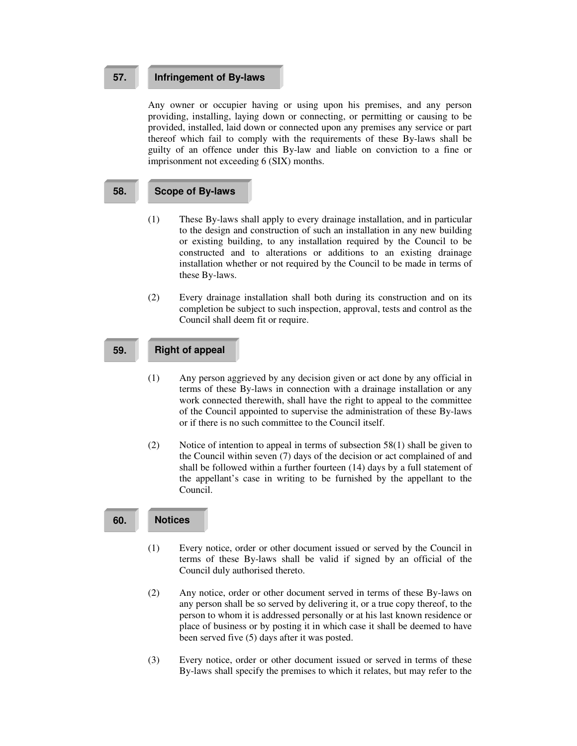## 57. Infringement of By-laws

Any owner or occupier having or using upon his premises, and any person providing, installing, laying down or connecting, or permitting or causing to be provided, installed, laid down or connected upon any premises any service or part thereof which fail to comply with the requirements of these By-laws shall be guilty of an offence under this By-law and liable on conviction to a fine or imprisonment not exceeding 6 (SIX) months.

## 58. Scope of By-laws

(1) These By-laws shall apply to every drainage installation, and in particular to the design and construction of such an installation in any new building or existing building, to any installation required by the Council to be constructed and to alterations or additions to an existing drainage installation whether or not required by the Council to be made in terms of these By-laws.

(2) Every drainage installation shall both during its construction and on its completion be subject to such inspection, approval, tests and control as the Council shall deem fit or require.

## 59. Right of appeal

(1) Any person aggrieved by any decision given or act done by any official in terms of these By-laws in connection with a drainage installation or any work connected therewith, shall have the right to appeal to the committee of the Council appointed to supervise the administration of these By-laws or if there is no such committee to the Council itself.

(2) Notice of intention to appeal in terms of subsection 58(1) shall be given to the Council within seven (7) days of the decision or act complained of and shall be followed within a further fourteen (14) days by a full statement of the appellant's case in writing to be furnished by the appellant to the Council.

## 60. Notices

(1) Every notice, order or other document issued or served by the Council in terms of these By-laws shall be valid if signed by an official of the Council duly authorised thereto.

(2) Any notice, order or other document served in terms of these By-laws on any person shall be so served by delivering it, or a true copy thereof, to the person to whom it is addressed personally or at his last known residence or place of business or by posting it in which case it shall be deemed to have been served five (5) days after it was posted.

(3) Every notice, order or other document issued or served in terms of these By-laws shall specify the premises to which it relates, but may refer to the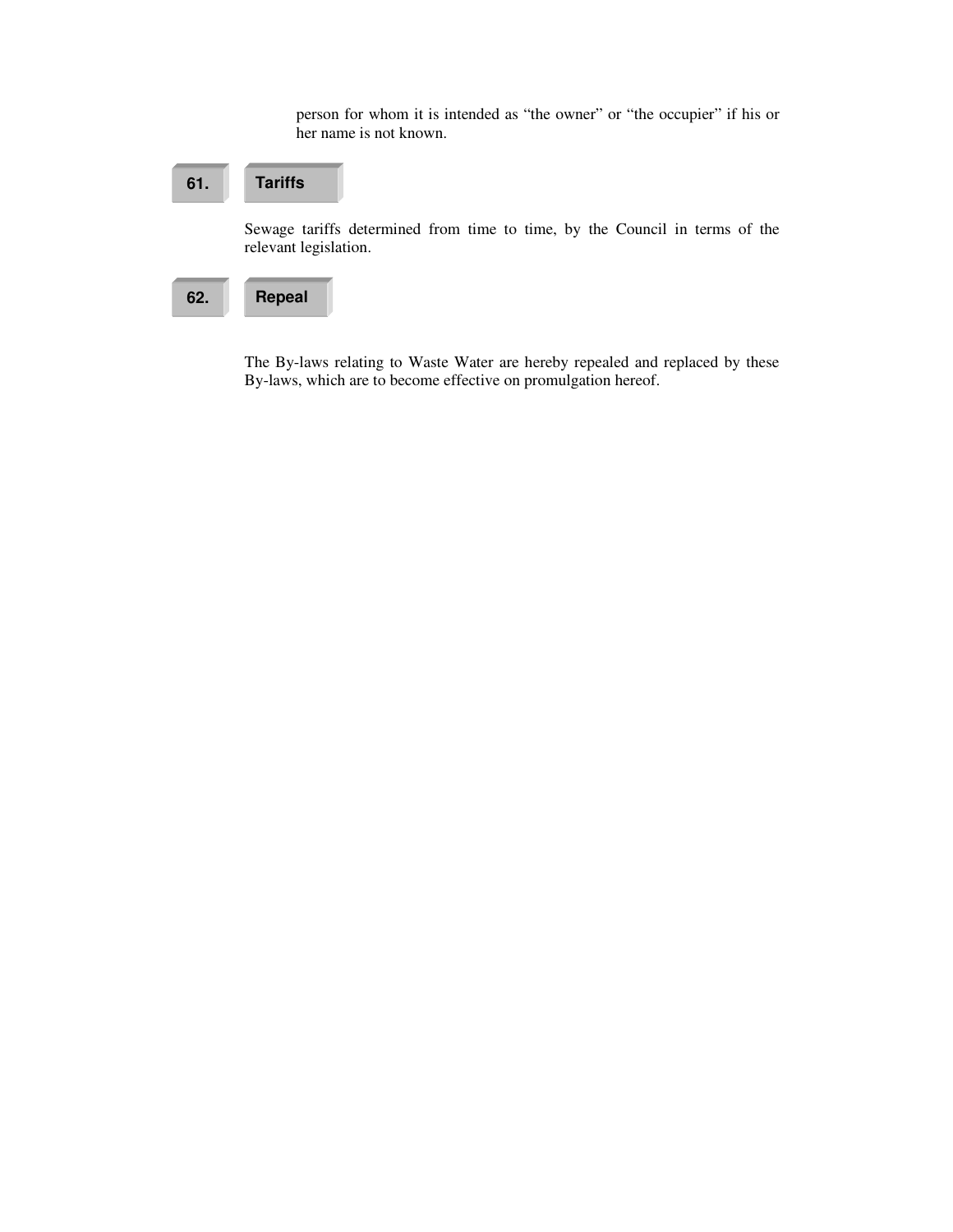person for whom it is intended as “the owner” or “the occupier” if his or her name is not known.

## 61. Tariffs

Sewage tariffs determined from time to time, by the Council in terms of the relevant legislation.

## 62. Repeal

The By-laws relating to Waste Water are hereby repealed and replaced by these By-laws, which are to become effective on promulgation hereof.